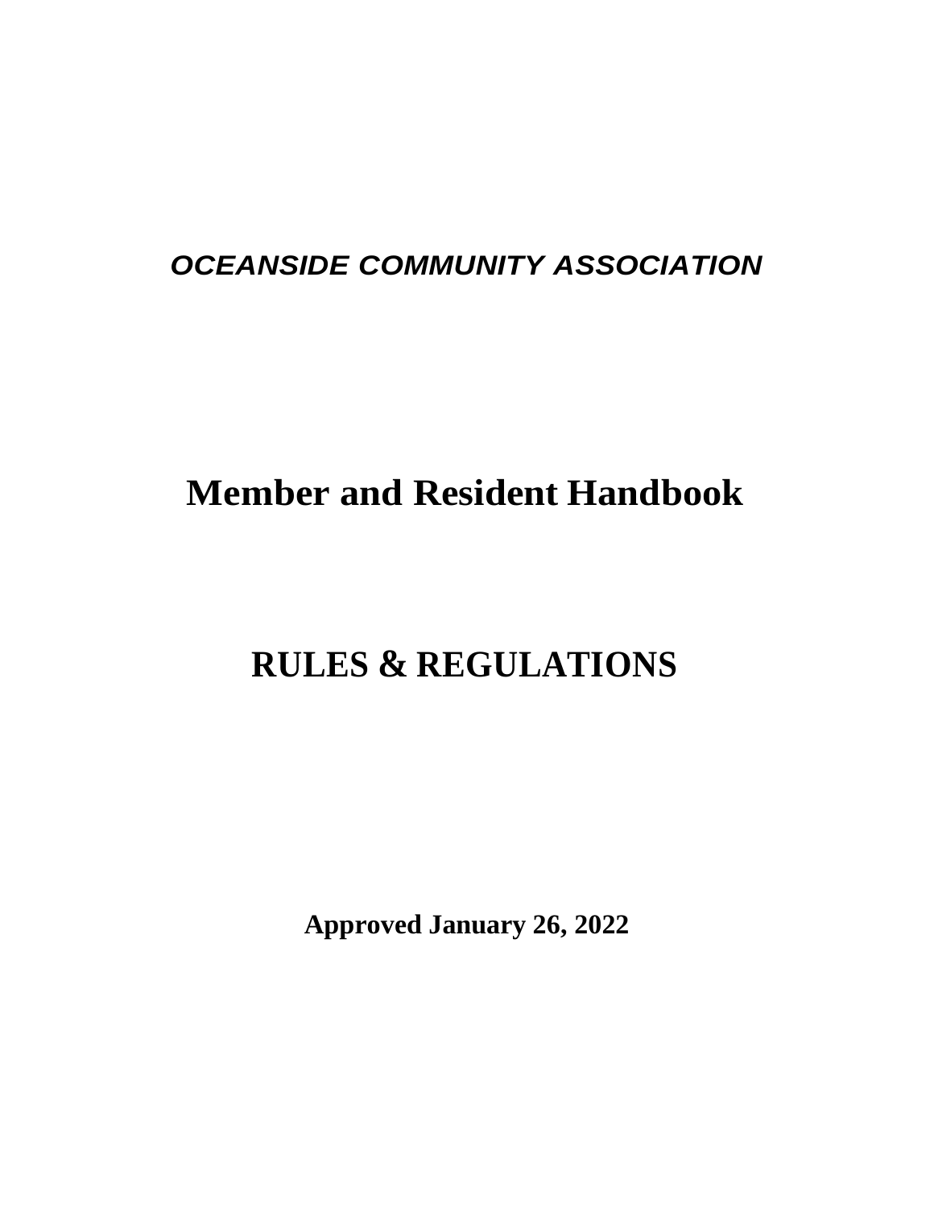***OCEANSIDE COMMUNITY ASSOCIATION***

# Member and Resident Handbook

# RULES & REGULATIONS

**Approved January 26, 2022**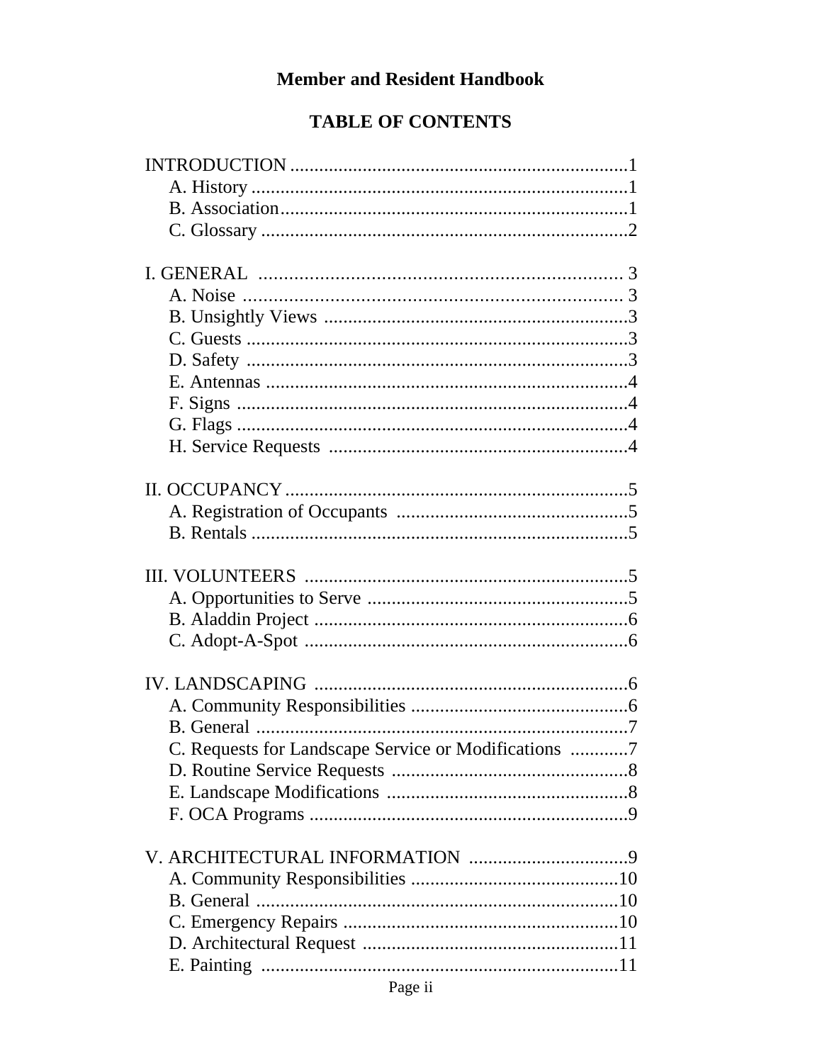# Member and Resident Handbook

## TABLE OF CONTENTS

INTRODUCTION ....................................................................1
- A. History ............................................................................1
- B. Association.......................................................................1
- C. Glossary ...........................................................................2

I. GENERAL ........................................................................ 3
- A. Noise ............................................................................ 3
- B. Unsightly Views ..............................................................3
- C. Guests ..............................................................................3
- D. Safety ..............................................................................3
- E. Antennas ..........................................................................4
- F. Signs ................................................................................4
- G. Flags ................................................................................4
- H. Service Requests .............................................................4

II. OCCUPANCY ......................................................................5
- A. Registration of Occupants ................................................5
- B. Rentals .............................................................................5

III. VOLUNTEERS ..................................................................5
- A. Opportunities to Serve ......................................................5
- B. Aladdin Project .................................................................6
- C. Adopt-A-Spot ...................................................................6

IV. LANDSCAPING ................................................................6
- A. Community Responsibilities .............................................6
- B. General ............................................................................7
- C. Requests for Landscape Service or Modifications ............7
- D. Routine Service Requests .................................................8
- E. Landscape Modifications .................................................8
- F. OCA Programs .................................................................9

V. ARCHITECTURAL INFORMATION .................................9
- A. Community Responsibilities ...........................................10
- B. General ..........................................................................10
- C. Emergency Repairs ........................................................10
- D. Architectural Request .....................................................11
- E. Painting ..........................................................................11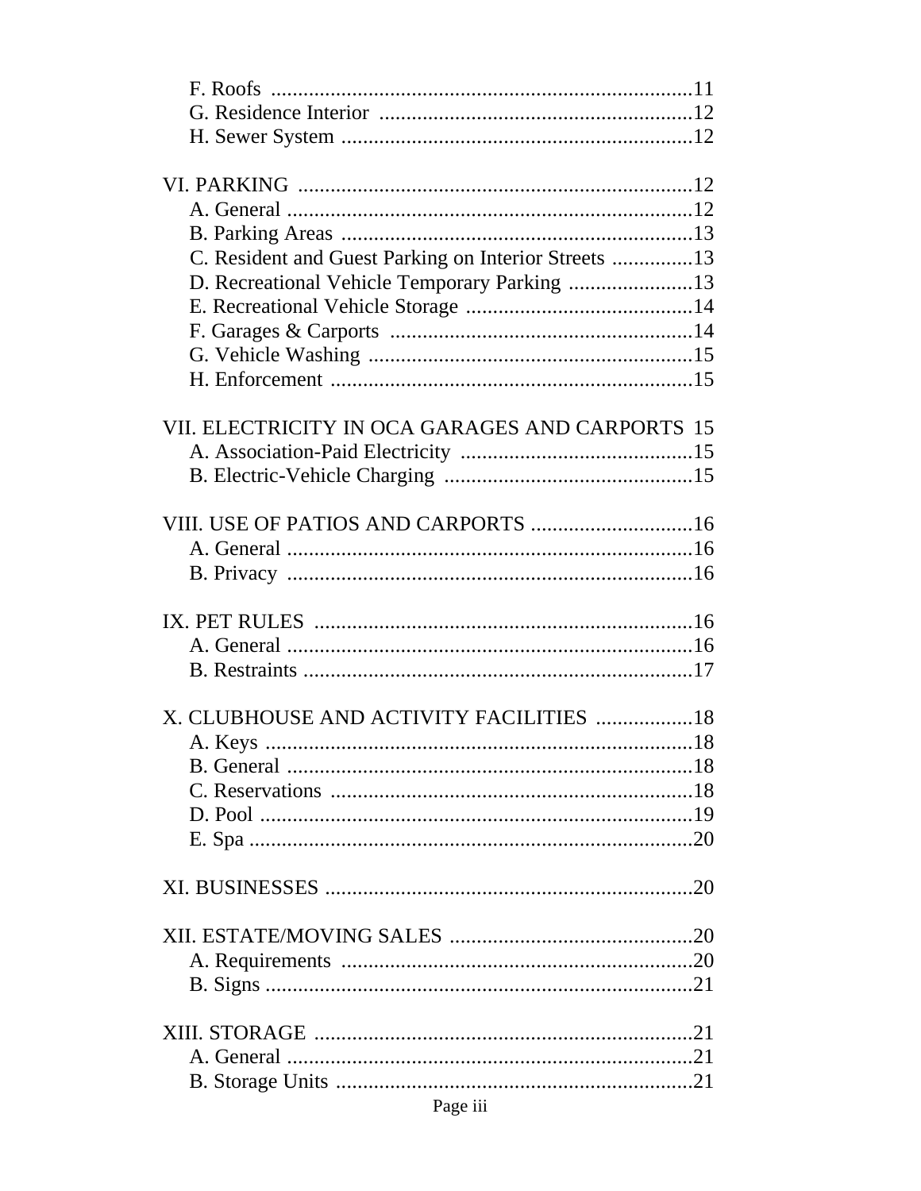F. Roofs ............................................................................11
G. Residence Interior ..........................................................12
H. Sewer System .................................................................12

VI. PARKING .........................................................................12
A. General ...........................................................................12
B. Parking Areas .................................................................13
C. Resident and Guest Parking on Interior Streets ...............13
D. Recreational Vehicle Temporary Parking .......................13
E. Recreational Vehicle Storage ..........................................14
F. Garages & Carports ........................................................14
G. Vehicle Washing ............................................................15
H. Enforcement ..................................................................15

VII. ELECTRICITY IN OCA GARAGES AND CARPORTS 15
A. Association-Paid Electricity ...........................................15
B. Electric-Vehicle Charging ..............................................15

VIII. USE OF PATIOS AND CARPORTS ..............................16
A. General ...........................................................................16
B. Privacy ...........................................................................16

IX. PET RULES ......................................................................16
A. General ...........................................................................16
B. Restraints ........................................................................17

X. CLUBHOUSE AND ACTIVITY FACILITIES ..................18
A. Keys ...............................................................................18
B. General ...........................................................................18
C. Reservations ...................................................................18
D. Pool ................................................................................19
E. Spa ..................................................................................20

XI. BUSINESSES ....................................................................20

XII. ESTATE/MOVING SALES .............................................20
A. Requirements .................................................................20
B. Signs ...............................................................................21

XIII. STORAGE .......................................................................21
A. General ...........................................................................21
B. Storage Units ..................................................................21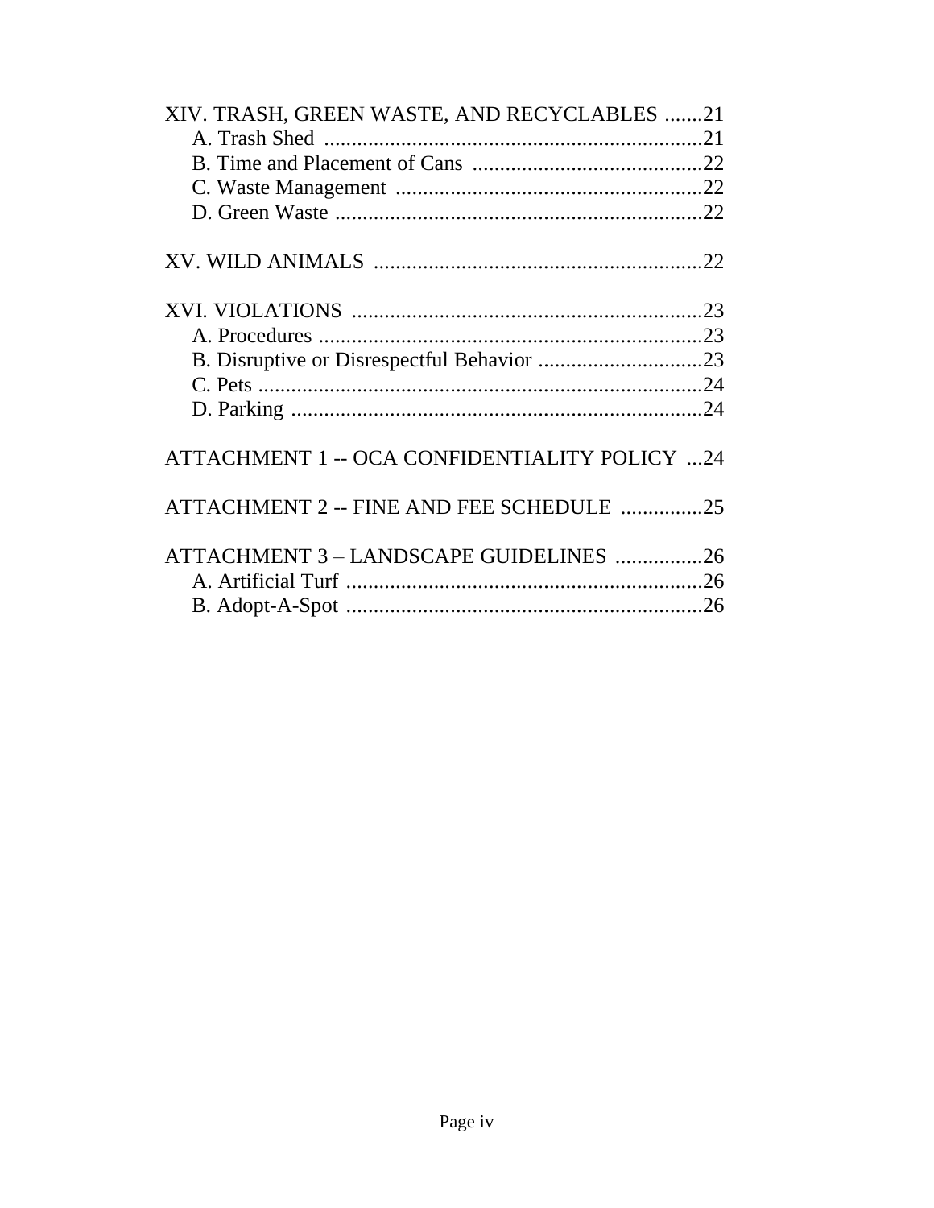XIV. TRASH, GREEN WASTE, AND RECYCLABLES .......21
- A. Trash Shed .....................................................................21
- B. Time and Placement of Cans ..........................................22
- C. Waste Management ........................................................22
- D. Green Waste ..................................................................22

XV. WILD ANIMALS ...........................................................22

XVI. VIOLATIONS ................................................................23
- A. Procedures .....................................................................23
- B. Disruptive or Disrespectful Behavior ..............................23
- C. Pets .................................................................................24
- D. Parking ...........................................................................24

ATTACHMENT 1 -- OCA CONFIDENTIALITY POLICY ...24

ATTACHMENT 2 -- FINE AND FEE SCHEDULE ...............25

ATTACHMENT 3 – LANDSCAPE GUIDELINES ................26
- A. Artificial Turf .................................................................26
- B. Adopt-A-Spot .................................................................26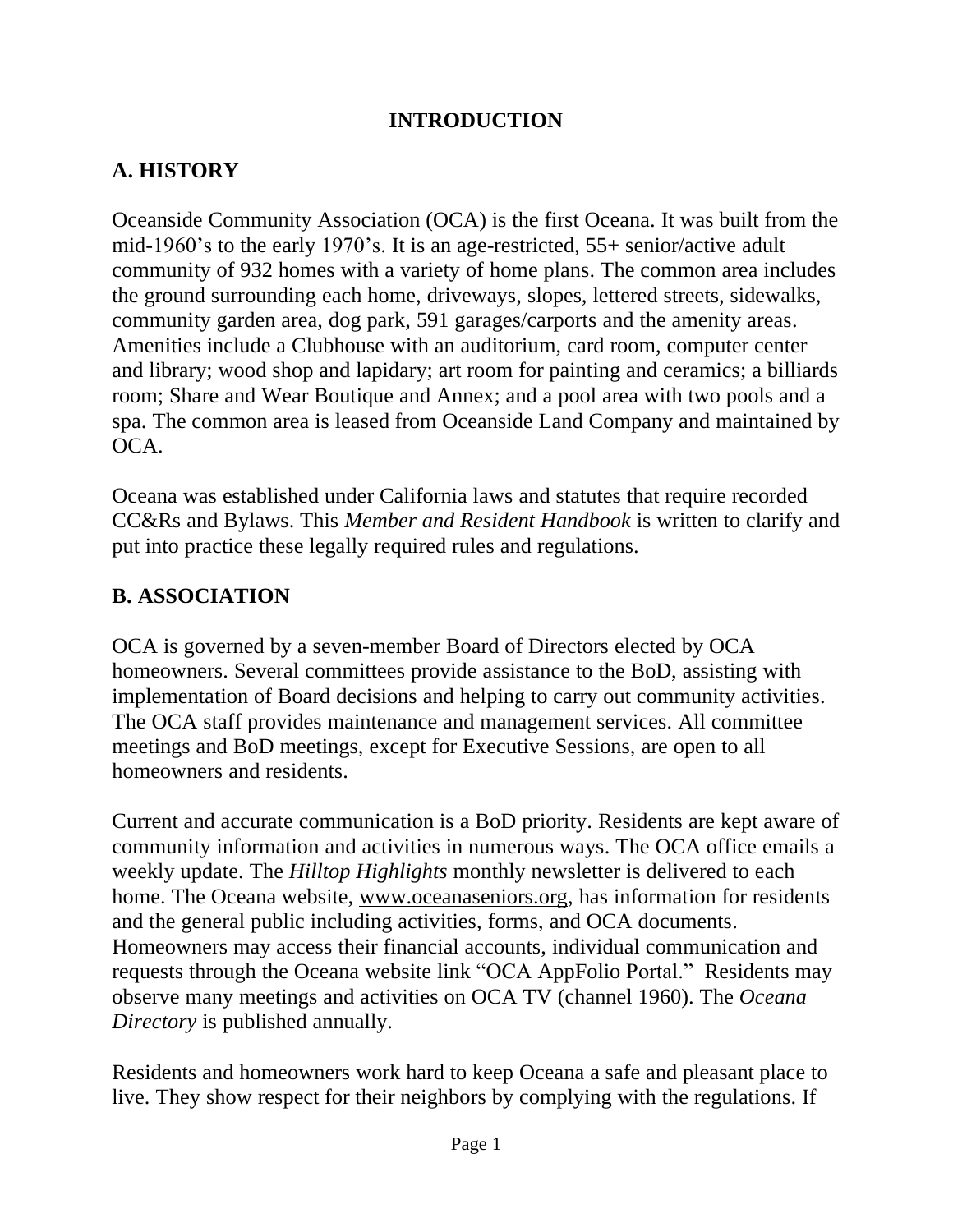# INTRODUCTION

## A. HISTORY

Oceanside Community Association (OCA) is the first Oceana. It was built from the mid-1960's to the early 1970's. It is an age-restricted, 55+ senior/active adult community of 932 homes with a variety of home plans. The common area includes the ground surrounding each home, driveways, slopes, lettered streets, sidewalks, community garden area, dog park, 591 garages/carports and the amenity areas. Amenities include a Clubhouse with an auditorium, card room, computer center and library; wood shop and lapidary; art room for painting and ceramics; a billiards room; Share and Wear Boutique and Annex; and a pool area with two pools and a spa. The common area is leased from Oceanside Land Company and maintained by OCA.

Oceana was established under California laws and statutes that require recorded CC&Rs and Bylaws. This *Member and Resident Handbook* is written to clarify and put into practice these legally required rules and regulations.

## B. ASSOCIATION

OCA is governed by a seven-member Board of Directors elected by OCA homeowners. Several committees provide assistance to the BoD, assisting with implementation of Board decisions and helping to carry out community activities. The OCA staff provides maintenance and management services. All committee meetings and BoD meetings, except for Executive Sessions, are open to all homeowners and residents.

Current and accurate communication is a BoD priority. Residents are kept aware of community information and activities in numerous ways. The OCA office emails a weekly update. The *Hilltop Highlights* monthly newsletter is delivered to each home. The Oceana website, www.oceanaseniors.org, has information for residents and the general public including activities, forms, and OCA documents. Homeowners may access their financial accounts, individual communication and requests through the Oceana website link "OCA AppFolio Portal." Residents may observe many meetings and activities on OCA TV (channel 1960). The *Oceana Directory* is published annually.

Residents and homeowners work hard to keep Oceana a safe and pleasant place to live. They show respect for their neighbors by complying with the regulations. If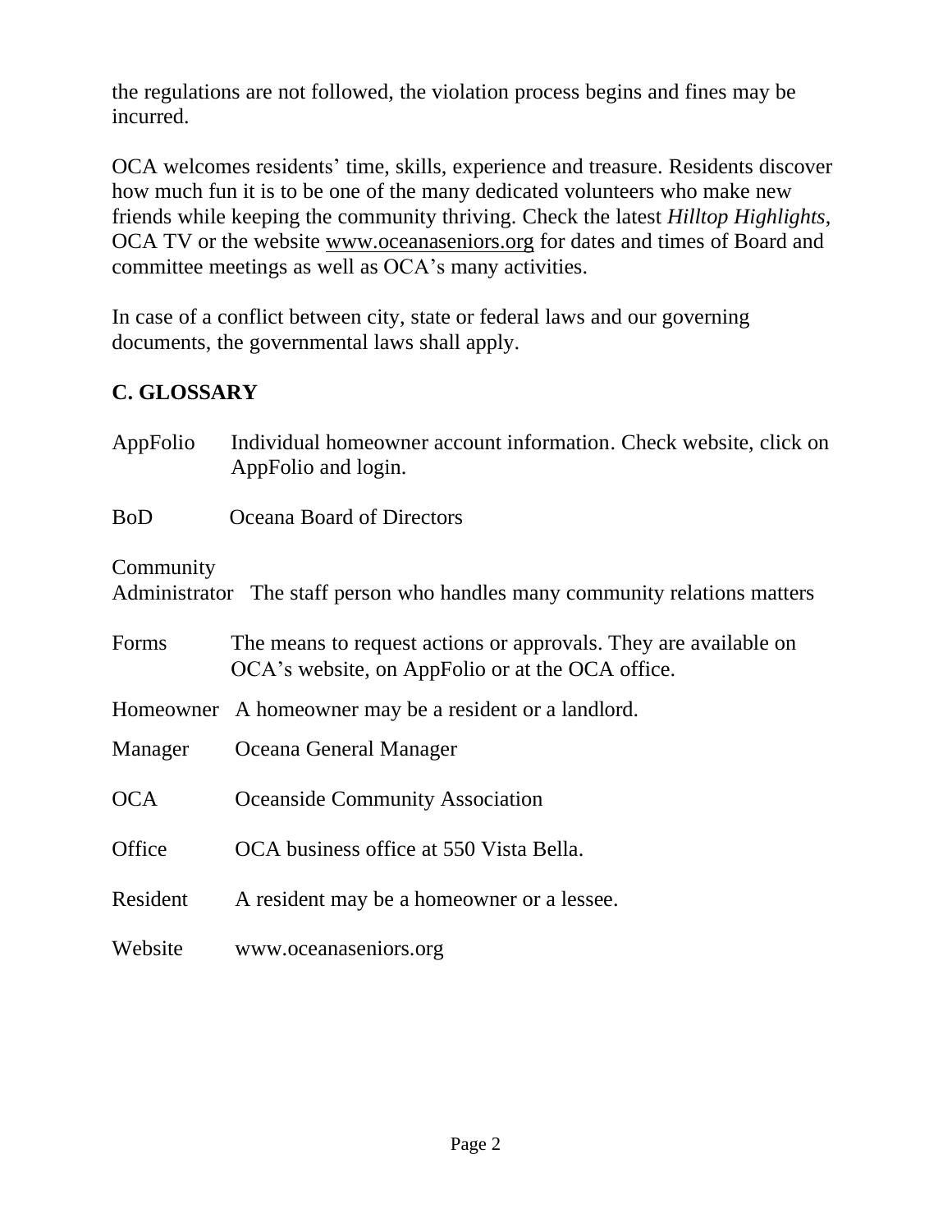the regulations are not followed, the violation process begins and fines may be incurred.

OCA welcomes residents' time, skills, experience and treasure. Residents discover how much fun it is to be one of the many dedicated volunteers who make new friends while keeping the community thriving. Check the latest *Hilltop Highlights*, OCA TV or the website www.oceanaseniors.org for dates and times of Board and committee meetings as well as OCA's many activities.

In case of a conflict between city, state or federal laws and our governing documents, the governmental laws shall apply.

## C. GLOSSARY

| | |
|---|---|
| AppFolio | Individual homeowner account information. Check website, click on AppFolio and login. |
| BoD | Oceana Board of Directors |
| Community Administrator | The staff person who handles many community relations matters |
| Forms | The means to request actions or approvals. They are available on OCA's website, on AppFolio or at the OCA office. |
| Homeowner | A homeowner may be a resident or a landlord. |
| Manager | Oceana General Manager |
| OCA | Oceanside Community Association |
| Office | OCA business office at 550 Vista Bella. |
| Resident | A resident may be a homeowner or a lessee. |
| Website | www.oceanaseniors.org |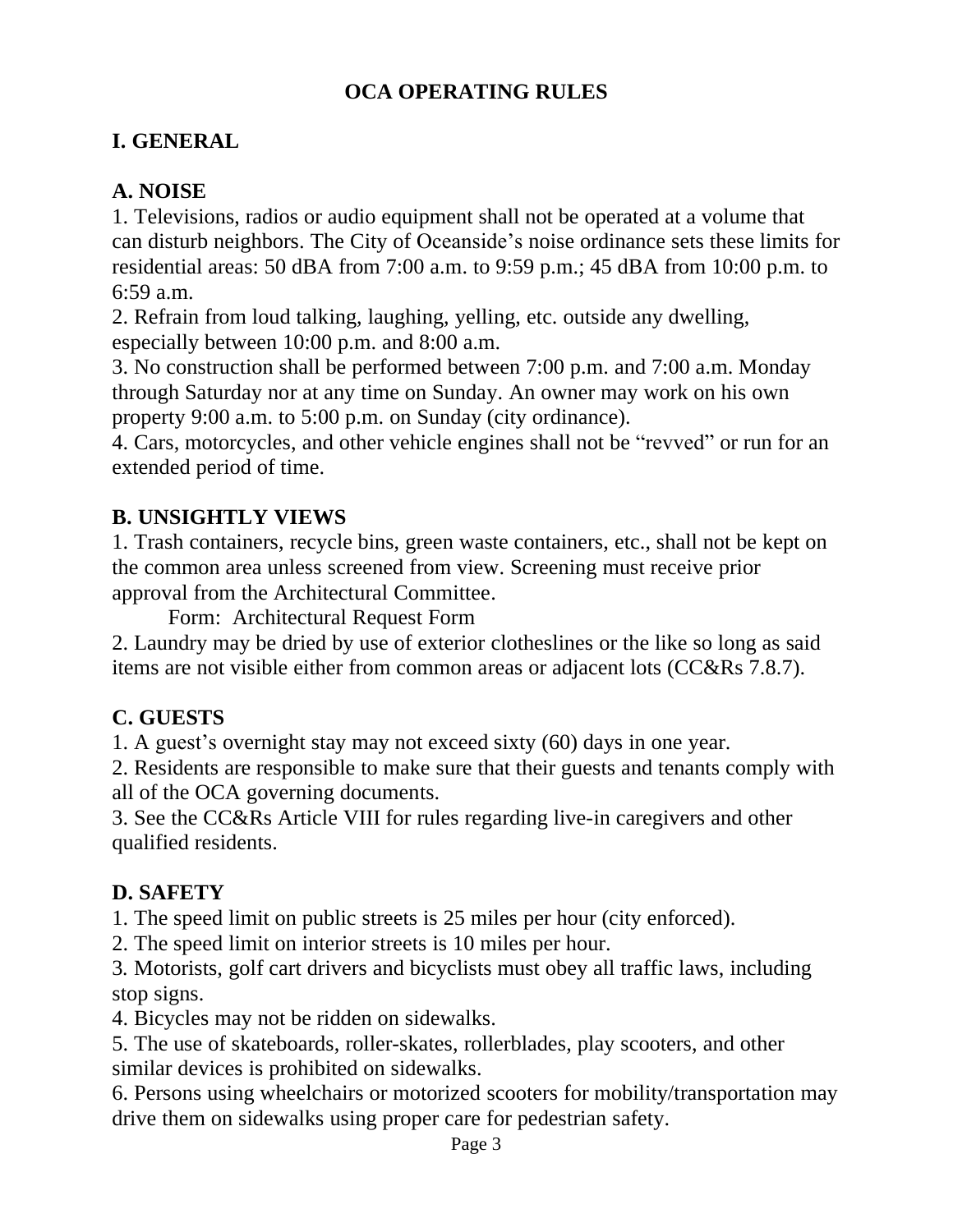# OCA OPERATING RULES

## I. GENERAL

### A. NOISE

1. Televisions, radios or audio equipment shall not be operated at a volume that can disturb neighbors. The City of Oceanside's noise ordinance sets these limits for residential areas: 50 dBA from 7:00 a.m. to 9:59 p.m.; 45 dBA from 10:00 p.m. to 6:59 a.m.
2. Refrain from loud talking, laughing, yelling, etc. outside any dwelling, especially between 10:00 p.m. and 8:00 a.m.
3. No construction shall be performed between 7:00 p.m. and 7:00 a.m. Monday through Saturday nor at any time on Sunday. An owner may work on his own property 9:00 a.m. to 5:00 p.m. on Sunday (city ordinance).
4. Cars, motorcycles, and other vehicle engines shall not be "revved" or run for an extended period of time.

### B. UNSIGHTLY VIEWS

1. Trash containers, recycle bins, green waste containers, etc., shall not be kept on the common area unless screened from view. Screening must receive prior approval from the Architectural Committee.

   Form: Architectural Request Form

2. Laundry may be dried by use of exterior clotheslines or the like so long as said items are not visible either from common areas or adjacent lots (CC&Rs 7.8.7).

### C. GUESTS

1. A guest's overnight stay may not exceed sixty (60) days in one year.
2. Residents are responsible to make sure that their guests and tenants comply with all of the OCA governing documents.
3. See the CC&Rs Article VIII for rules regarding live-in caregivers and other qualified residents.

### D. SAFETY

1. The speed limit on public streets is 25 miles per hour (city enforced).
2. The speed limit on interior streets is 10 miles per hour.
3. Motorists, golf cart drivers and bicyclists must obey all traffic laws, including stop signs.
4. Bicycles may not be ridden on sidewalks.
5. The use of skateboards, roller-skates, rollerblades, play scooters, and other similar devices is prohibited on sidewalks.
6. Persons using wheelchairs or motorized scooters for mobility/transportation may drive them on sidewalks using proper care for pedestrian safety.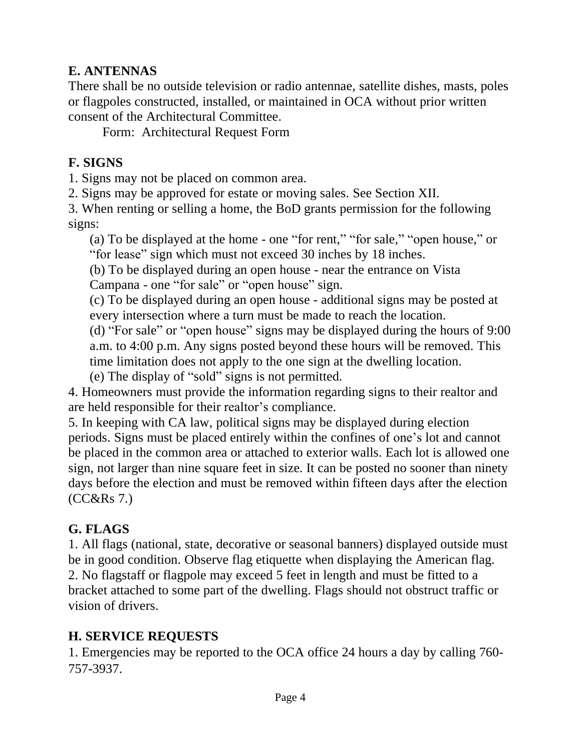## E. ANTENNAS

There shall be no outside television or radio antennae, satellite dishes, masts, poles or flagpoles constructed, installed, or maintained in OCA without prior written consent of the Architectural Committee.

Form: Architectural Request Form

## F. SIGNS

1. Signs may not be placed on common area.
2. Signs may be approved for estate or moving sales. See Section XII.
3. When renting or selling a home, the BoD grants permission for the following signs:
   (a) To be displayed at the home - one “for rent,” “for sale,” “open house,” or “for lease” sign which must not exceed 30 inches by 18 inches.
   (b) To be displayed during an open house - near the entrance on Vista Campana - one “for sale” or “open house” sign.
   (c) To be displayed during an open house - additional signs may be posted at every intersection where a turn must be made to reach the location.
   (d) “For sale” or “open house” signs may be displayed during the hours of 9:00 a.m. to 4:00 p.m. Any signs posted beyond these hours will be removed. This time limitation does not apply to the one sign at the dwelling location.
   (e) The display of “sold” signs is not permitted.
4. Homeowners must provide the information regarding signs to their realtor and are held responsible for their realtor’s compliance.
5. In keeping with CA law, political signs may be displayed during election periods. Signs must be placed entirely within the confines of one’s lot and cannot be placed in the common area or attached to exterior walls. Each lot is allowed one sign, not larger than nine square feet in size. It can be posted no sooner than ninety days before the election and must be removed within fifteen days after the election (CC&Rs 7.)

## G. FLAGS

1. All flags (national, state, decorative or seasonal banners) displayed outside must be in good condition. Observe flag etiquette when displaying the American flag.
2. No flagstaff or flagpole may exceed 5 feet in length and must be fitted to a bracket attached to some part of the dwelling. Flags should not obstruct traffic or vision of drivers.

## H. SERVICE REQUESTS

1. Emergencies may be reported to the OCA office 24 hours a day by calling 760-757-3937.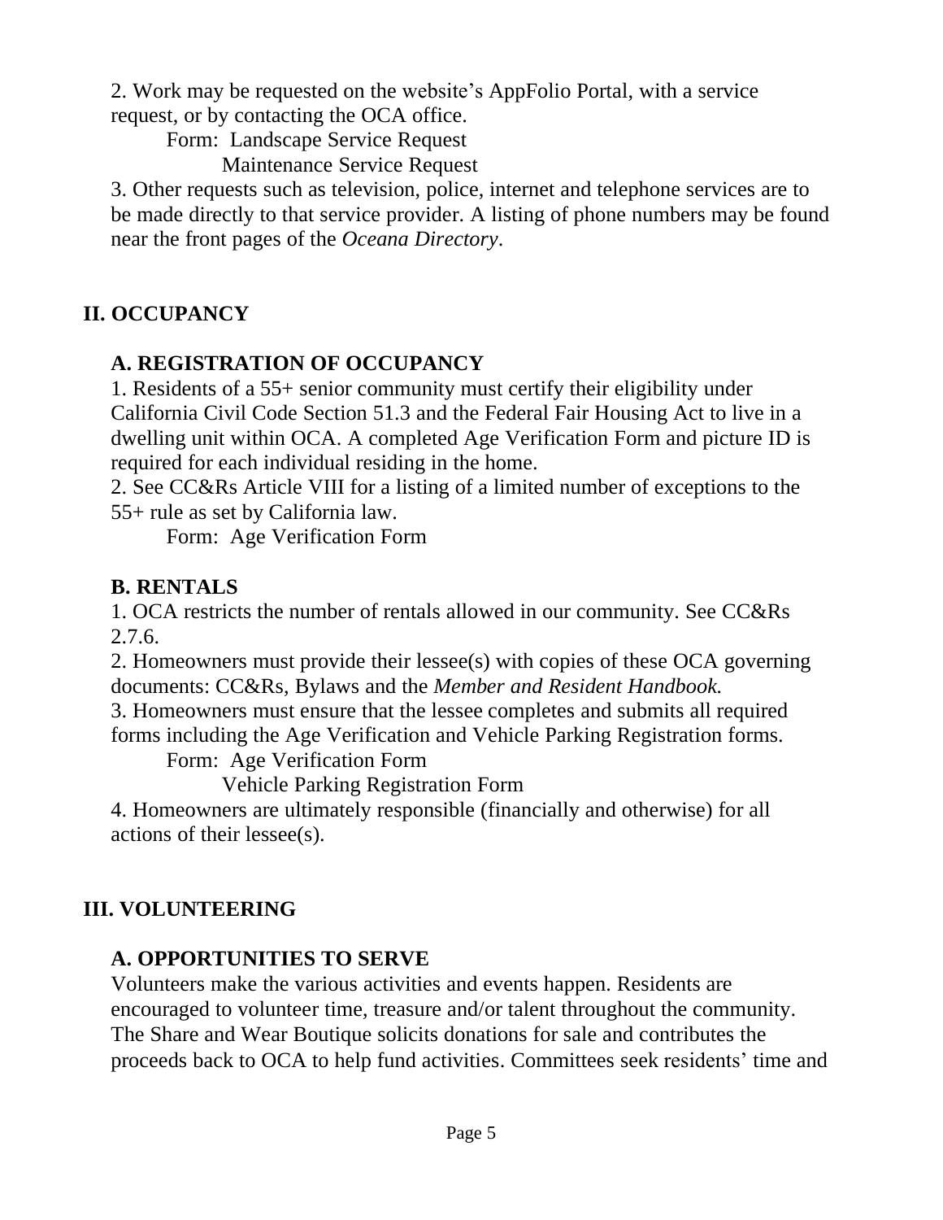2. Work may be requested on the website's AppFolio Portal, with a service request, or by contacting the OCA office.

Form: Landscape Service Request
Maintenance Service Request

3. Other requests such as television, police, internet and telephone services are to be made directly to that service provider. A listing of phone numbers may be found near the front pages of the *Oceana Directory*.

## II. OCCUPANCY

### A. REGISTRATION OF OCCUPANCY

1. Residents of a 55+ senior community must certify their eligibility under California Civil Code Section 51.3 and the Federal Fair Housing Act to live in a dwelling unit within OCA. A completed Age Verification Form and picture ID is required for each individual residing in the home.
2. See CC&Rs Article VIII for a listing of a limited number of exceptions to the 55+ rule as set by California law.

Form: Age Verification Form

### B. RENTALS

1. OCA restricts the number of rentals allowed in our community. See CC&Rs 2.7.6.
2. Homeowners must provide their lessee(s) with copies of these OCA governing documents: CC&Rs, Bylaws and the *Member and Resident Handbook.*
3. Homeowners must ensure that the lessee completes and submits all required forms including the Age Verification and Vehicle Parking Registration forms.

Form: Age Verification Form
Vehicle Parking Registration Form

4. Homeowners are ultimately responsible (financially and otherwise) for all actions of their lessee(s).

## III. VOLUNTEERING

### A. OPPORTUNITIES TO SERVE

Volunteers make the various activities and events happen. Residents are encouraged to volunteer time, treasure and/or talent throughout the community. The Share and Wear Boutique solicits donations for sale and contributes the proceeds back to OCA to help fund activities. Committees seek residents' time and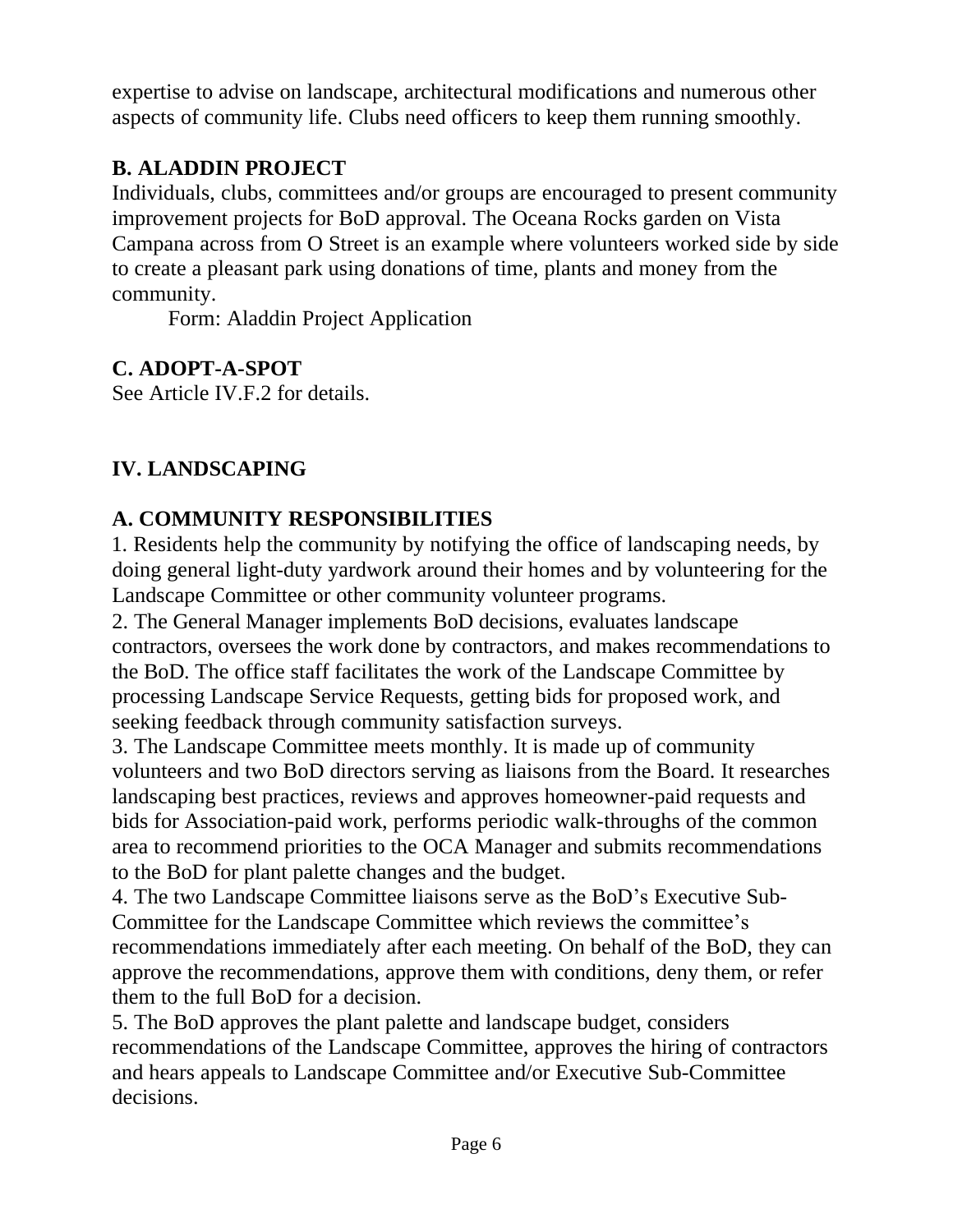expertise to advise on landscape, architectural modifications and numerous other aspects of community life. Clubs need officers to keep them running smoothly.

### B. ALADDIN PROJECT

Individuals, clubs, committees and/or groups are encouraged to present community improvement projects for BoD approval. The Oceana Rocks garden on Vista Campana across from O Street is an example where volunteers worked side by side to create a pleasant park using donations of time, plants and money from the community.

Form: Aladdin Project Application

### C. ADOPT-A-SPOT

See Article IV.F.2 for details.

## IV. LANDSCAPING

### A. COMMUNITY RESPONSIBILITIES

1. Residents help the community by notifying the office of landscaping needs, by doing general light-duty yardwork around their homes and by volunteering for the Landscape Committee or other community volunteer programs.
2. The General Manager implements BoD decisions, evaluates landscape contractors, oversees the work done by contractors, and makes recommendations to the BoD. The office staff facilitates the work of the Landscape Committee by processing Landscape Service Requests, getting bids for proposed work, and seeking feedback through community satisfaction surveys.
3. The Landscape Committee meets monthly. It is made up of community volunteers and two BoD directors serving as liaisons from the Board. It researches landscaping best practices, reviews and approves homeowner-paid requests and bids for Association-paid work, performs periodic walk-throughs of the common area to recommend priorities to the OCA Manager and submits recommendations to the BoD for plant palette changes and the budget.
4. The two Landscape Committee liaisons serve as the BoD's Executive Sub-Committee for the Landscape Committee which reviews the committee's recommendations immediately after each meeting. On behalf of the BoD, they can approve the recommendations, approve them with conditions, deny them, or refer them to the full BoD for a decision.
5. The BoD approves the plant palette and landscape budget, considers recommendations of the Landscape Committee, approves the hiring of contractors and hears appeals to Landscape Committee and/or Executive Sub-Committee decisions.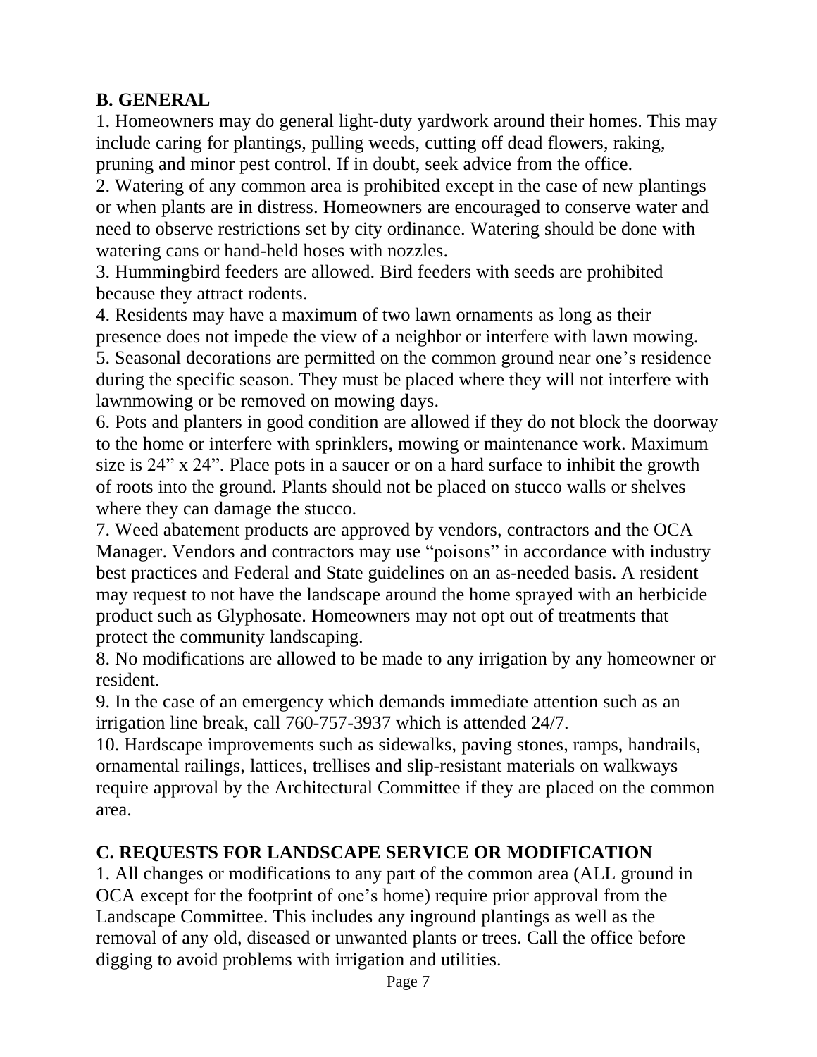## B. GENERAL

1. Homeowners may do general light-duty yardwork around their homes. This may include caring for plantings, pulling weeds, cutting off dead flowers, raking, pruning and minor pest control. If in doubt, seek advice from the office.
2. Watering of any common area is prohibited except in the case of new plantings or when plants are in distress. Homeowners are encouraged to conserve water and need to observe restrictions set by city ordinance. Watering should be done with watering cans or hand-held hoses with nozzles.
3. Hummingbird feeders are allowed. Bird feeders with seeds are prohibited because they attract rodents.
4. Residents may have a maximum of two lawn ornaments as long as their presence does not impede the view of a neighbor or interfere with lawn mowing.
5. Seasonal decorations are permitted on the common ground near one's residence during the specific season. They must be placed where they will not interfere with lawnmowing or be removed on mowing days.
6. Pots and planters in good condition are allowed if they do not block the doorway to the home or interfere with sprinklers, mowing or maintenance work. Maximum size is 24" x 24". Place pots in a saucer or on a hard surface to inhibit the growth of roots into the ground. Plants should not be placed on stucco walls or shelves where they can damage the stucco.
7. Weed abatement products are approved by vendors, contractors and the OCA Manager. Vendors and contractors may use "poisons" in accordance with industry best practices and Federal and State guidelines on an as-needed basis. A resident may request to not have the landscape around the home sprayed with an herbicide product such as Glyphosate. Homeowners may not opt out of treatments that protect the community landscaping.
8. No modifications are allowed to be made to any irrigation by any homeowner or resident.
9. In the case of an emergency which demands immediate attention such as an irrigation line break, call 760-757-3937 which is attended 24/7.
10. Hardscape improvements such as sidewalks, paving stones, ramps, handrails, ornamental railings, lattices, trellises and slip-resistant materials on walkways require approval by the Architectural Committee if they are placed on the common area.

## C. REQUESTS FOR LANDSCAPE SERVICE OR MODIFICATION

1. All changes or modifications to any part of the common area (ALL ground in OCA except for the footprint of one's home) require prior approval from the Landscape Committee. This includes any inground plantings as well as the removal of any old, diseased or unwanted plants or trees. Call the office before digging to avoid problems with irrigation and utilities.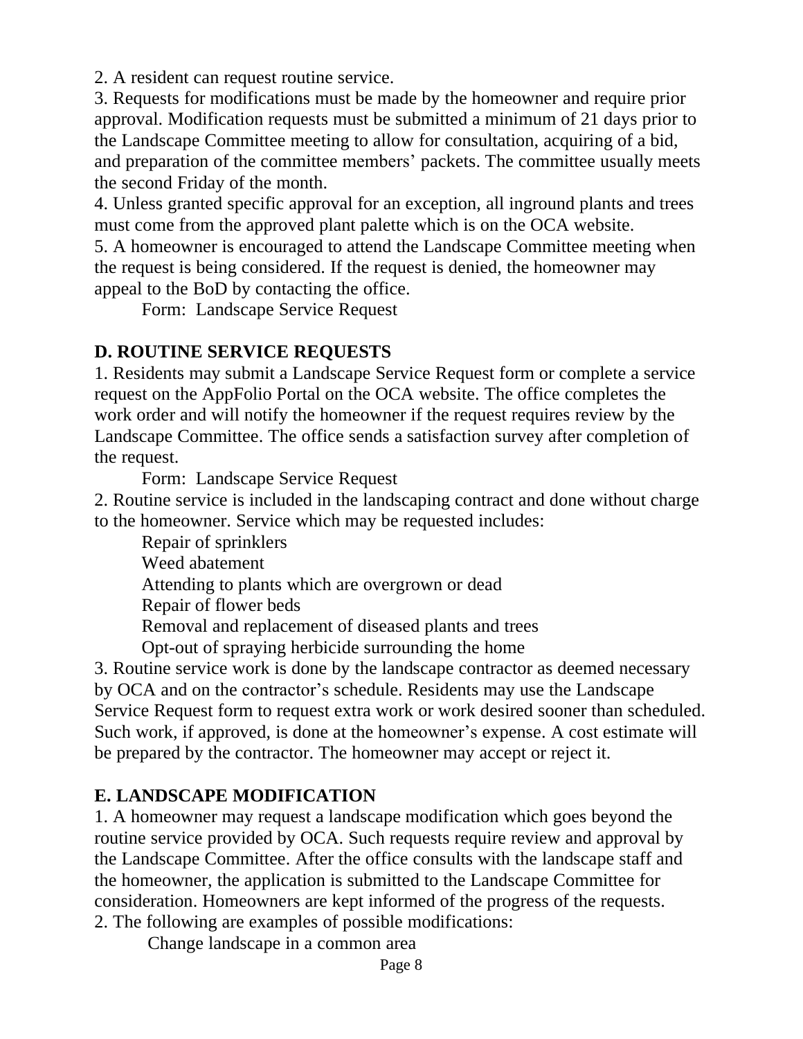2. A resident can request routine service.

3. Requests for modifications must be made by the homeowner and require prior approval. Modification requests must be submitted a minimum of 21 days prior to the Landscape Committee meeting to allow for consultation, acquiring of a bid, and preparation of the committee members' packets. The committee usually meets the second Friday of the month.

4. Unless granted specific approval for an exception, all inground plants and trees must come from the approved plant palette which is on the OCA website.

5. A homeowner is encouraged to attend the Landscape Committee meeting when the request is being considered. If the request is denied, the homeowner may appeal to the BoD by contacting the office.

Form: Landscape Service Request

## D. ROUTINE SERVICE REQUESTS

1. Residents may submit a Landscape Service Request form or complete a service request on the AppFolio Portal on the OCA website. The office completes the work order and will notify the homeowner if the request requires review by the Landscape Committee. The office sends a satisfaction survey after completion of the request.

Form: Landscape Service Request

2. Routine service is included in the landscaping contract and done without charge to the homeowner. Service which may be requested includes:

Repair of sprinklers
Weed abatement
Attending to plants which are overgrown or dead
Repair of flower beds
Removal and replacement of diseased plants and trees
Opt-out of spraying herbicide surrounding the home

3. Routine service work is done by the landscape contractor as deemed necessary by OCA and on the contractor's schedule. Residents may use the Landscape Service Request form to request extra work or work desired sooner than scheduled. Such work, if approved, is done at the homeowner's expense. A cost estimate will be prepared by the contractor. The homeowner may accept or reject it.

## E. LANDSCAPE MODIFICATION

1. A homeowner may request a landscape modification which goes beyond the routine service provided by OCA. Such requests require review and approval by the Landscape Committee. After the office consults with the landscape staff and the homeowner, the application is submitted to the Landscape Committee for consideration. Homeowners are kept informed of the progress of the requests.

2. The following are examples of possible modifications:

Change landscape in a common area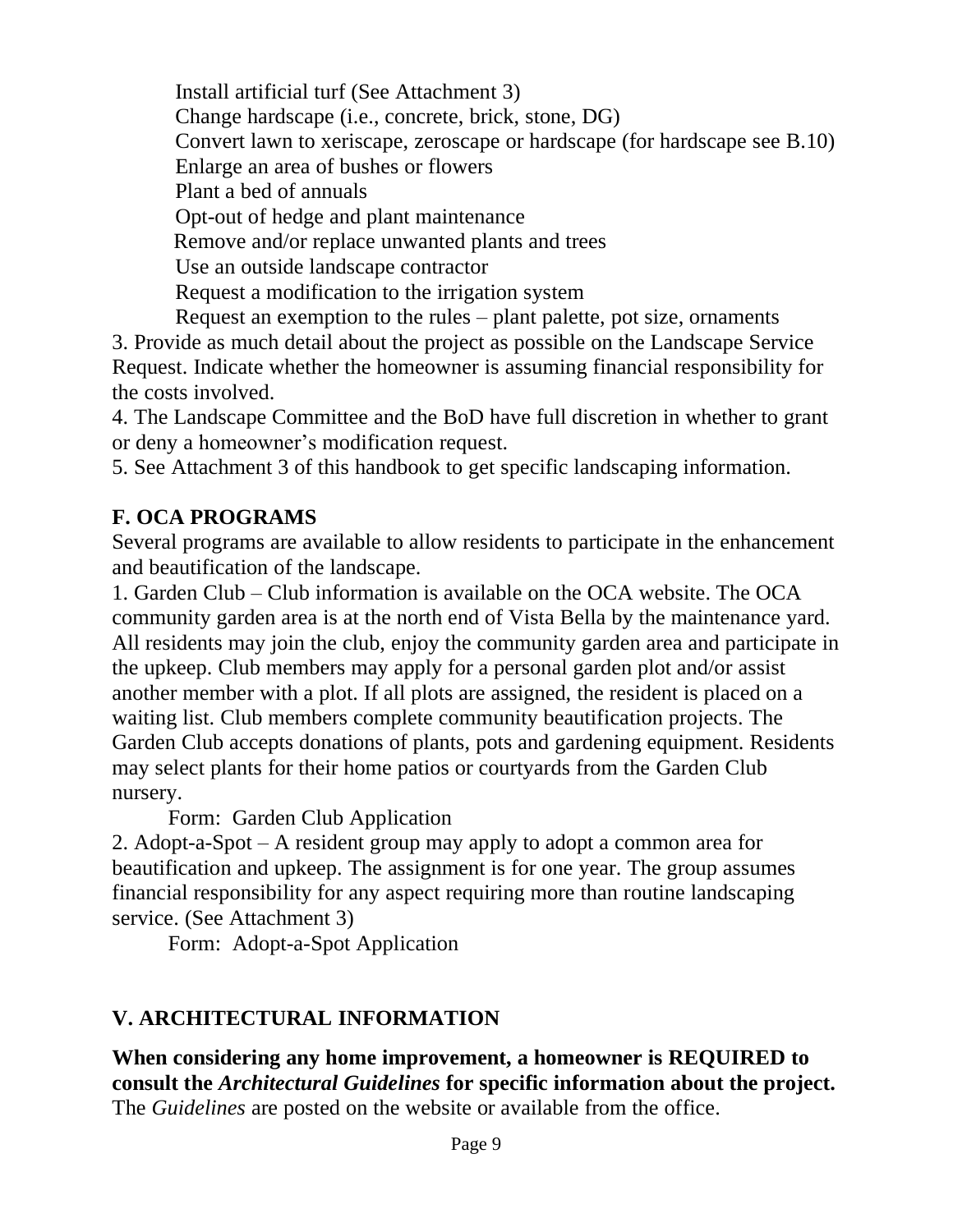Install artificial turf (See Attachment 3)
Change hardscape (i.e., concrete, brick, stone, DG)
Convert lawn to xeriscape, zeroscape or hardscape (for hardscape see B.10)
Enlarge an area of bushes or flowers
Plant a bed of annuals
Opt-out of hedge and plant maintenance
Remove and/or replace unwanted plants and trees
Use an outside landscape contractor
Request a modification to the irrigation system
Request an exemption to the rules – plant palette, pot size, ornaments

3. Provide as much detail about the project as possible on the Landscape Service Request. Indicate whether the homeowner is assuming financial responsibility for the costs involved.
4. The Landscape Committee and the BoD have full discretion in whether to grant or deny a homeowner's modification request.
5. See Attachment 3 of this handbook to get specific landscaping information.

### F. OCA PROGRAMS

Several programs are available to allow residents to participate in the enhancement and beautification of the landscape.

1. Garden Club – Club information is available on the OCA website. The OCA community garden area is at the north end of Vista Bella by the maintenance yard. All residents may join the club, enjoy the community garden area and participate in the upkeep. Club members may apply for a personal garden plot and/or assist another member with a plot. If all plots are assigned, the resident is placed on a waiting list. Club members complete community beautification projects. The Garden Club accepts donations of plants, pots and gardening equipment. Residents may select plants for their home patios or courtyards from the Garden Club nursery.

   Form: Garden Club Application

2. Adopt-a-Spot – A resident group may apply to adopt a common area for beautification and upkeep. The assignment is for one year. The group assumes financial responsibility for any aspect requiring more than routine landscaping service. (See Attachment 3)

   Form: Adopt-a-Spot Application

## V. ARCHITECTURAL INFORMATION

**When considering any home improvement, a homeowner is REQUIRED to consult the *Architectural Guidelines* for specific information about the project.** The *Guidelines* are posted on the website or available from the office.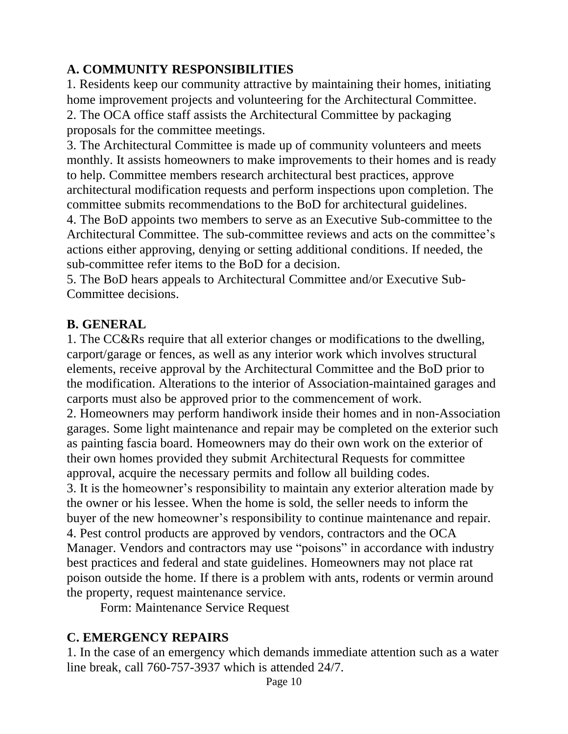## A. COMMUNITY RESPONSIBILITIES

1. Residents keep our community attractive by maintaining their homes, initiating home improvement projects and volunteering for the Architectural Committee.
2. The OCA office staff assists the Architectural Committee by packaging proposals for the committee meetings.
3. The Architectural Committee is made up of community volunteers and meets monthly. It assists homeowners to make improvements to their homes and is ready to help. Committee members research architectural best practices, approve architectural modification requests and perform inspections upon completion. The committee submits recommendations to the BoD for architectural guidelines.
4. The BoD appoints two members to serve as an Executive Sub-committee to the Architectural Committee. The sub-committee reviews and acts on the committee's actions either approving, denying or setting additional conditions. If needed, the sub-committee refer items to the BoD for a decision.
5. The BoD hears appeals to Architectural Committee and/or Executive Sub-Committee decisions.

## B. GENERAL

1. The CC&Rs require that all exterior changes or modifications to the dwelling, carport/garage or fences, as well as any interior work which involves structural elements, receive approval by the Architectural Committee and the BoD prior to the modification. Alterations to the interior of Association-maintained garages and carports must also be approved prior to the commencement of work.
2. Homeowners may perform handiwork inside their homes and in non-Association garages. Some light maintenance and repair may be completed on the exterior such as painting fascia board. Homeowners may do their own work on the exterior of their own homes provided they submit Architectural Requests for committee approval, acquire the necessary permits and follow all building codes.
3. It is the homeowner's responsibility to maintain any exterior alteration made by the owner or his lessee. When the home is sold, the seller needs to inform the buyer of the new homeowner's responsibility to continue maintenance and repair.
4. Pest control products are approved by vendors, contractors and the OCA Manager. Vendors and contractors may use "poisons" in accordance with industry best practices and federal and state guidelines. Homeowners may not place rat poison outside the home. If there is a problem with ants, rodents or vermin around the property, request maintenance service.

   Form: Maintenance Service Request

## C. EMERGENCY REPAIRS

1. In the case of an emergency which demands immediate attention such as a water line break, call 760-757-3937 which is attended 24/7.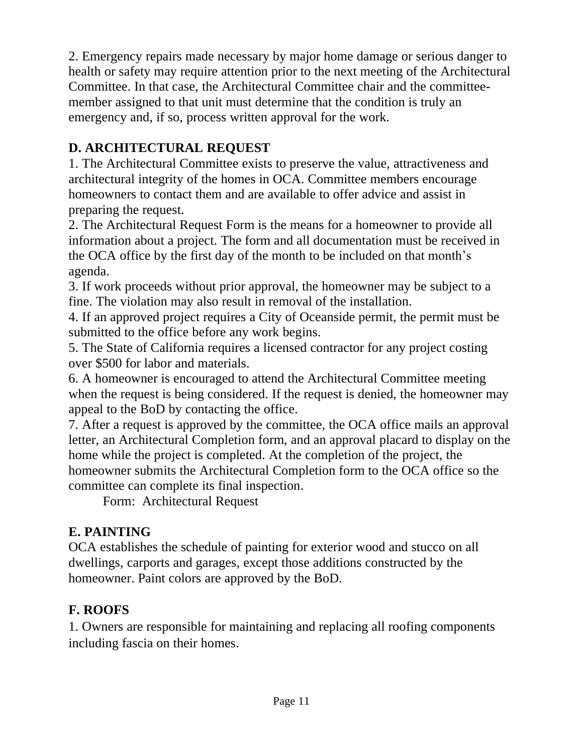2. Emergency repairs made necessary by major home damage or serious danger to health or safety may require attention prior to the next meeting of the Architectural Committee. In that case, the Architectural Committee chair and the committee-member assigned to that unit must determine that the condition is truly an emergency and, if so, process written approval for the work.

## D. ARCHITECTURAL REQUEST

1. The Architectural Committee exists to preserve the value, attractiveness and architectural integrity of the homes in OCA. Committee members encourage homeowners to contact them and are available to offer advice and assist in preparing the request.
2. The Architectural Request Form is the means for a homeowner to provide all information about a project. The form and all documentation must be received in the OCA office by the first day of the month to be included on that month's agenda.
3. If work proceeds without prior approval, the homeowner may be subject to a fine. The violation may also result in removal of the installation.
4. If an approved project requires a City of Oceanside permit, the permit must be submitted to the office before any work begins.
5. The State of California requires a licensed contractor for any project costing over $500 for labor and materials.
6. A homeowner is encouraged to attend the Architectural Committee meeting when the request is being considered. If the request is denied, the homeowner may appeal to the BoD by contacting the office.
7. After a request is approved by the committee, the OCA office mails an approval letter, an Architectural Completion form, and an approval placard to display on the home while the project is completed. At the completion of the project, the homeowner submits the Architectural Completion form to the OCA office so the committee can complete its final inspection.

Form: Architectural Request

## E. PAINTING

OCA establishes the schedule of painting for exterior wood and stucco on all dwellings, carports and garages, except those additions constructed by the homeowner. Paint colors are approved by the BoD.

## F. ROOFS

1. Owners are responsible for maintaining and replacing all roofing components including fascia on their homes.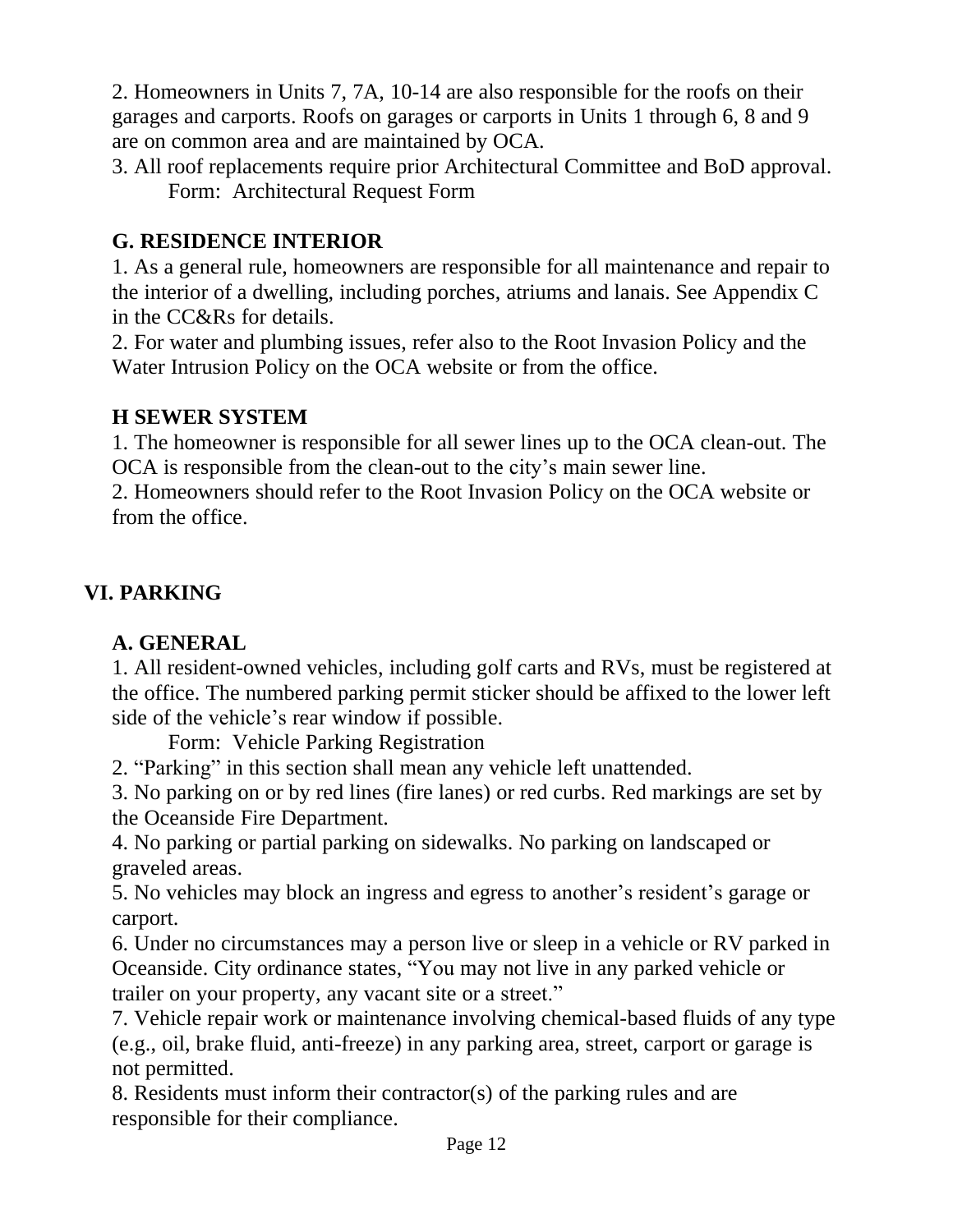2. Homeowners in Units 7, 7A, 10-14 are also responsible for the roofs on their garages and carports. Roofs on garages or carports in Units 1 through 6, 8 and 9 are on common area and are maintained by OCA.

3. All roof replacements require prior Architectural Committee and BoD approval.
   Form: Architectural Request Form

### G. RESIDENCE INTERIOR

1. As a general rule, homeowners are responsible for all maintenance and repair to the interior of a dwelling, including porches, atriums and lanais. See Appendix C in the CC&Rs for details.

2. For water and plumbing issues, refer also to the Root Invasion Policy and the Water Intrusion Policy on the OCA website or from the office.

### H SEWER SYSTEM

1. The homeowner is responsible for all sewer lines up to the OCA clean-out. The OCA is responsible from the clean-out to the city's main sewer line.

2. Homeowners should refer to the Root Invasion Policy on the OCA website or from the office.

## VI. PARKING

### A. GENERAL

1. All resident-owned vehicles, including golf carts and RVs, must be registered at the office. The numbered parking permit sticker should be affixed to the lower left side of the vehicle's rear window if possible.
   Form: Vehicle Parking Registration

2. "Parking" in this section shall mean any vehicle left unattended.

3. No parking on or by red lines (fire lanes) or red curbs. Red markings are set by the Oceanside Fire Department.

4. No parking or partial parking on sidewalks. No parking on landscaped or graveled areas.

5. No vehicles may block an ingress and egress to another's resident's garage or carport.

6. Under no circumstances may a person live or sleep in a vehicle or RV parked in Oceanside. City ordinance states, "You may not live in any parked vehicle or trailer on your property, any vacant site or a street."

7. Vehicle repair work or maintenance involving chemical-based fluids of any type (e.g., oil, brake fluid, anti-freeze) in any parking area, street, carport or garage is not permitted.

8. Residents must inform their contractor(s) of the parking rules and are responsible for their compliance.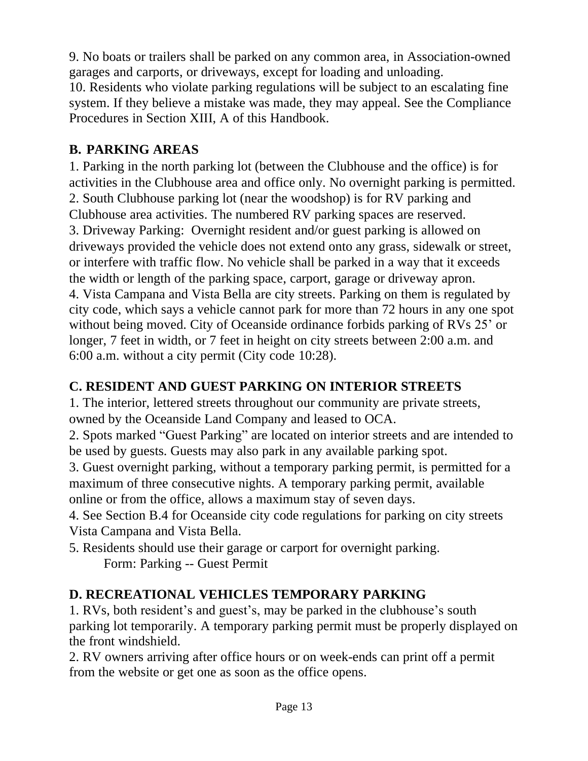9. No boats or trailers shall be parked on any common area, in Association-owned garages and carports, or driveways, except for loading and unloading.
10. Residents who violate parking regulations will be subject to an escalating fine system. If they believe a mistake was made, they may appeal. See the Compliance Procedures in Section XIII, A of this Handbook.

## B. PARKING AREAS

1. Parking in the north parking lot (between the Clubhouse and the office) is for activities in the Clubhouse area and office only. No overnight parking is permitted.
2. South Clubhouse parking lot (near the woodshop) is for RV parking and Clubhouse area activities. The numbered RV parking spaces are reserved.
3. Driveway Parking: Overnight resident and/or guest parking is allowed on driveways provided the vehicle does not extend onto any grass, sidewalk or street, or interfere with traffic flow. No vehicle shall be parked in a way that it exceeds the width or length of the parking space, carport, garage or driveway apron.
4. Vista Campana and Vista Bella are city streets. Parking on them is regulated by city code, which says a vehicle cannot park for more than 72 hours in any one spot without being moved. City of Oceanside ordinance forbids parking of RVs 25' or longer, 7 feet in width, or 7 feet in height on city streets between 2:00 a.m. and 6:00 a.m. without a city permit (City code 10:28).

## C. RESIDENT AND GUEST PARKING ON INTERIOR STREETS

1. The interior, lettered streets throughout our community are private streets, owned by the Oceanside Land Company and leased to OCA.
2. Spots marked "Guest Parking" are located on interior streets and are intended to be used by guests. Guests may also park in any available parking spot.
3. Guest overnight parking, without a temporary parking permit, is permitted for a maximum of three consecutive nights. A temporary parking permit, available online or from the office, allows a maximum stay of seven days.
4. See Section B.4 for Oceanside city code regulations for parking on city streets Vista Campana and Vista Bella.
5. Residents should use their garage or carport for overnight parking.

   Form: Parking -- Guest Permit

## D. RECREATIONAL VEHICLES TEMPORARY PARKING

1. RVs, both resident's and guest's, may be parked in the clubhouse's south parking lot temporarily. A temporary parking permit must be properly displayed on the front windshield.
2. RV owners arriving after office hours or on week-ends can print off a permit from the website or get one as soon as the office opens.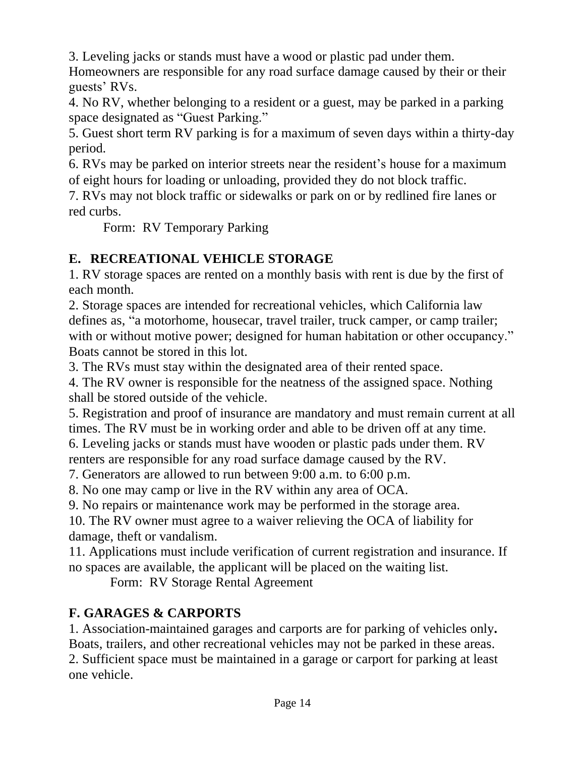3. Leveling jacks or stands must have a wood or plastic pad under them. Homeowners are responsible for any road surface damage caused by their or their guests' RVs.
4. No RV, whether belonging to a resident or a guest, may be parked in a parking space designated as "Guest Parking."
5. Guest short term RV parking is for a maximum of seven days within a thirty-day period.
6. RVs may be parked on interior streets near the resident's house for a maximum of eight hours for loading or unloading, provided they do not block traffic.
7. RVs may not block traffic or sidewalks or park on or by redlined fire lanes or red curbs.

Form: RV Temporary Parking

## E. RECREATIONAL VEHICLE STORAGE

1. RV storage spaces are rented on a monthly basis with rent is due by the first of each month.
2. Storage spaces are intended for recreational vehicles, which California law defines as, "a motorhome, housecar, travel trailer, truck camper, or camp trailer; with or without motive power; designed for human habitation or other occupancy." Boats cannot be stored in this lot.
3. The RVs must stay within the designated area of their rented space.
4. The RV owner is responsible for the neatness of the assigned space. Nothing shall be stored outside of the vehicle.
5. Registration and proof of insurance are mandatory and must remain current at all times. The RV must be in working order and able to be driven off at any time.
6. Leveling jacks or stands must have wooden or plastic pads under them. RV renters are responsible for any road surface damage caused by the RV.
7. Generators are allowed to run between 9:00 a.m. to 6:00 p.m.
8. No one may camp or live in the RV within any area of OCA.
9. No repairs or maintenance work may be performed in the storage area.
10. The RV owner must agree to a waiver relieving the OCA of liability for damage, theft or vandalism.
11. Applications must include verification of current registration and insurance. If no spaces are available, the applicant will be placed on the waiting list.

Form: RV Storage Rental Agreement

## F. GARAGES & CARPORTS

1. Association-maintained garages and carports are for parking of vehicles only**.** Boats, trailers, and other recreational vehicles may not be parked in these areas.
2. Sufficient space must be maintained in a garage or carport for parking at least one vehicle.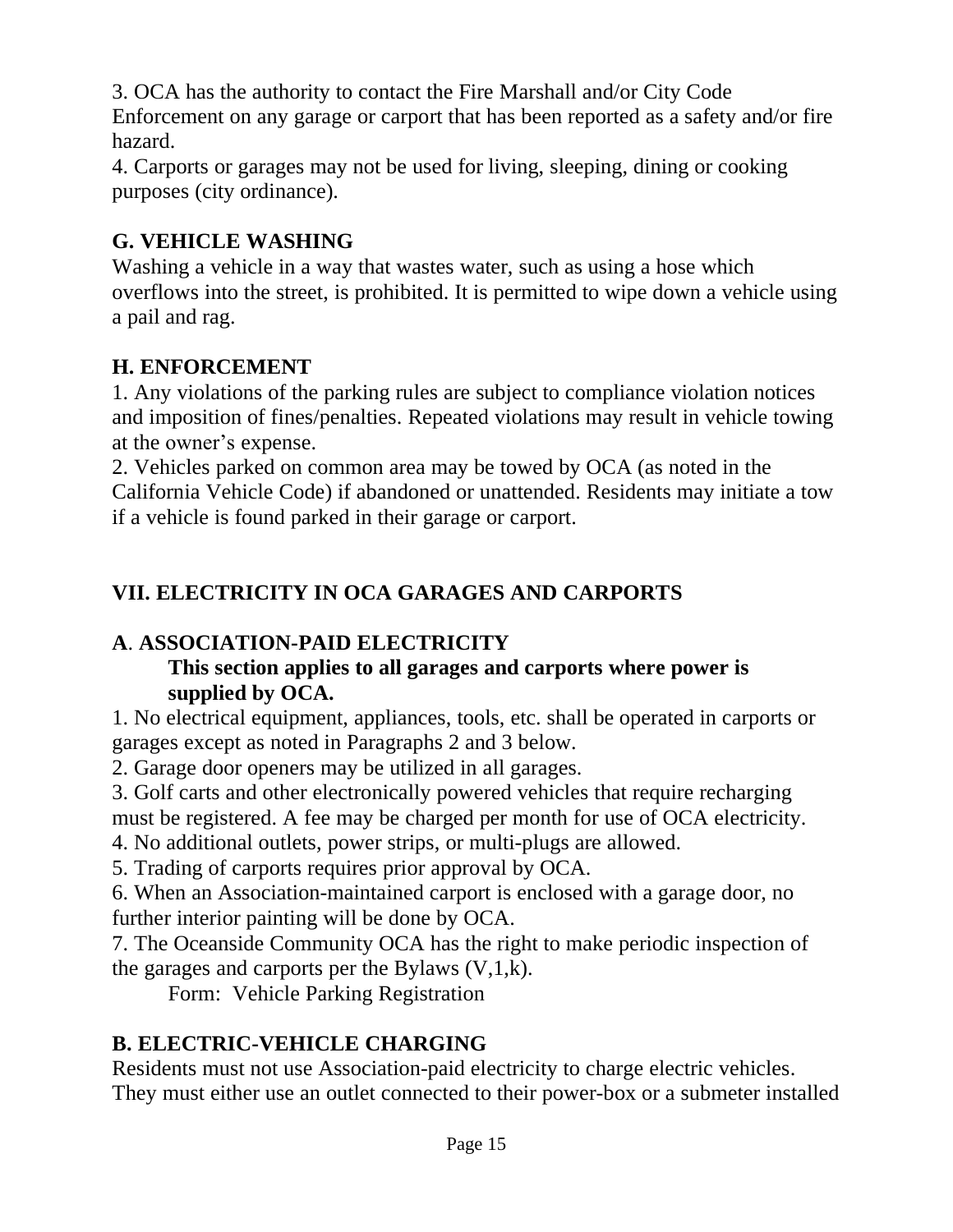3. OCA has the authority to contact the Fire Marshall and/or City Code Enforcement on any garage or carport that has been reported as a safety and/or fire hazard.
4. Carports or garages may not be used for living, sleeping, dining or cooking purposes (city ordinance).

### G. VEHICLE WASHING

Washing a vehicle in a way that wastes water, such as using a hose which overflows into the street, is prohibited. It is permitted to wipe down a vehicle using a pail and rag.

### H. ENFORCEMENT

1. Any violations of the parking rules are subject to compliance violation notices and imposition of fines/penalties. Repeated violations may result in vehicle towing at the owner's expense.
2. Vehicles parked on common area may be towed by OCA (as noted in the California Vehicle Code) if abandoned or unattended. Residents may initiate a tow if a vehicle is found parked in their garage or carport.

## VII. ELECTRICITY IN OCA GARAGES AND CARPORTS

### A. ASSOCIATION-PAID ELECTRICITY

**This section applies to all garages and carports where power is supplied by OCA.**

1. No electrical equipment, appliances, tools, etc. shall be operated in carports or garages except as noted in Paragraphs 2 and 3 below.
2. Garage door openers may be utilized in all garages.
3. Golf carts and other electronically powered vehicles that require recharging must be registered. A fee may be charged per month for use of OCA electricity.
4. No additional outlets, power strips, or multi-plugs are allowed.
5. Trading of carports requires prior approval by OCA.
6. When an Association-maintained carport is enclosed with a garage door, no further interior painting will be done by OCA.
7. The Oceanside Community OCA has the right to make periodic inspection of the garages and carports per the Bylaws (V,1,k).

Form: Vehicle Parking Registration

### B. ELECTRIC-VEHICLE CHARGING

Residents must not use Association-paid electricity to charge electric vehicles. They must either use an outlet connected to their power-box or a submeter installed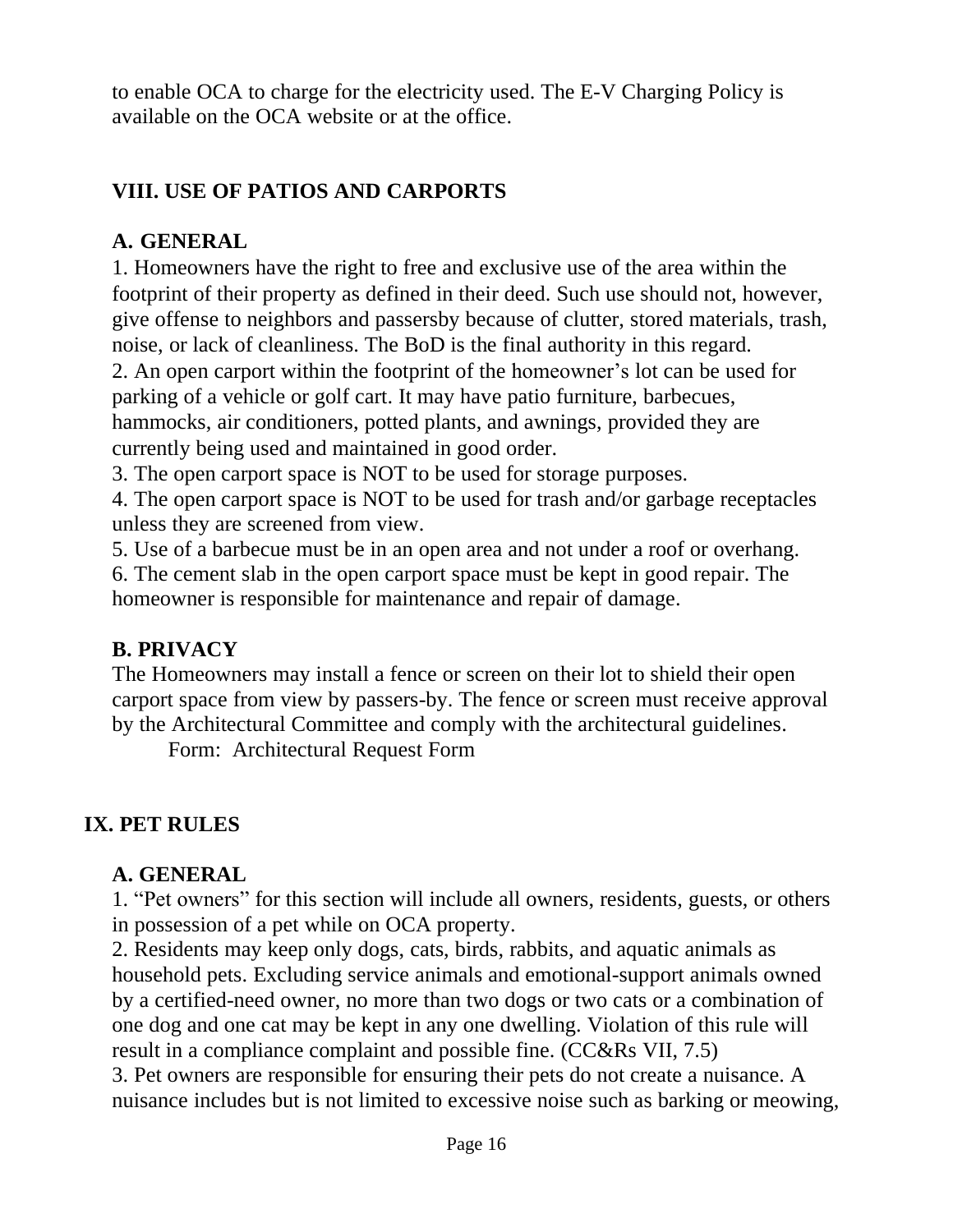to enable OCA to charge for the electricity used. The E-V Charging Policy is available on the OCA website or at the office.

## VIII. USE OF PATIOS AND CARPORTS

### A. GENERAL

1. Homeowners have the right to free and exclusive use of the area within the footprint of their property as defined in their deed. Such use should not, however, give offense to neighbors and passersby because of clutter, stored materials, trash, noise, or lack of cleanliness. The BoD is the final authority in this regard.
2. An open carport within the footprint of the homeowner's lot can be used for parking of a vehicle or golf cart. It may have patio furniture, barbecues, hammocks, air conditioners, potted plants, and awnings, provided they are currently being used and maintained in good order.
3. The open carport space is NOT to be used for storage purposes.
4. The open carport space is NOT to be used for trash and/or garbage receptacles unless they are screened from view.
5. Use of a barbecue must be in an open area and not under a roof or overhang.
6. The cement slab in the open carport space must be kept in good repair. The homeowner is responsible for maintenance and repair of damage.

### B. PRIVACY

The Homeowners may install a fence or screen on their lot to shield their open carport space from view by passers-by. The fence or screen must receive approval by the Architectural Committee and comply with the architectural guidelines.

Form: Architectural Request Form

## IX. PET RULES

### A. GENERAL

1. "Pet owners" for this section will include all owners, residents, guests, or others in possession of a pet while on OCA property.
2. Residents may keep only dogs, cats, birds, rabbits, and aquatic animals as household pets. Excluding service animals and emotional-support animals owned by a certified-need owner, no more than two dogs or two cats or a combination of one dog and one cat may be kept in any one dwelling. Violation of this rule will result in a compliance complaint and possible fine. (CC&Rs VII, 7.5)
3. Pet owners are responsible for ensuring their pets do not create a nuisance. A nuisance includes but is not limited to excessive noise such as barking or meowing,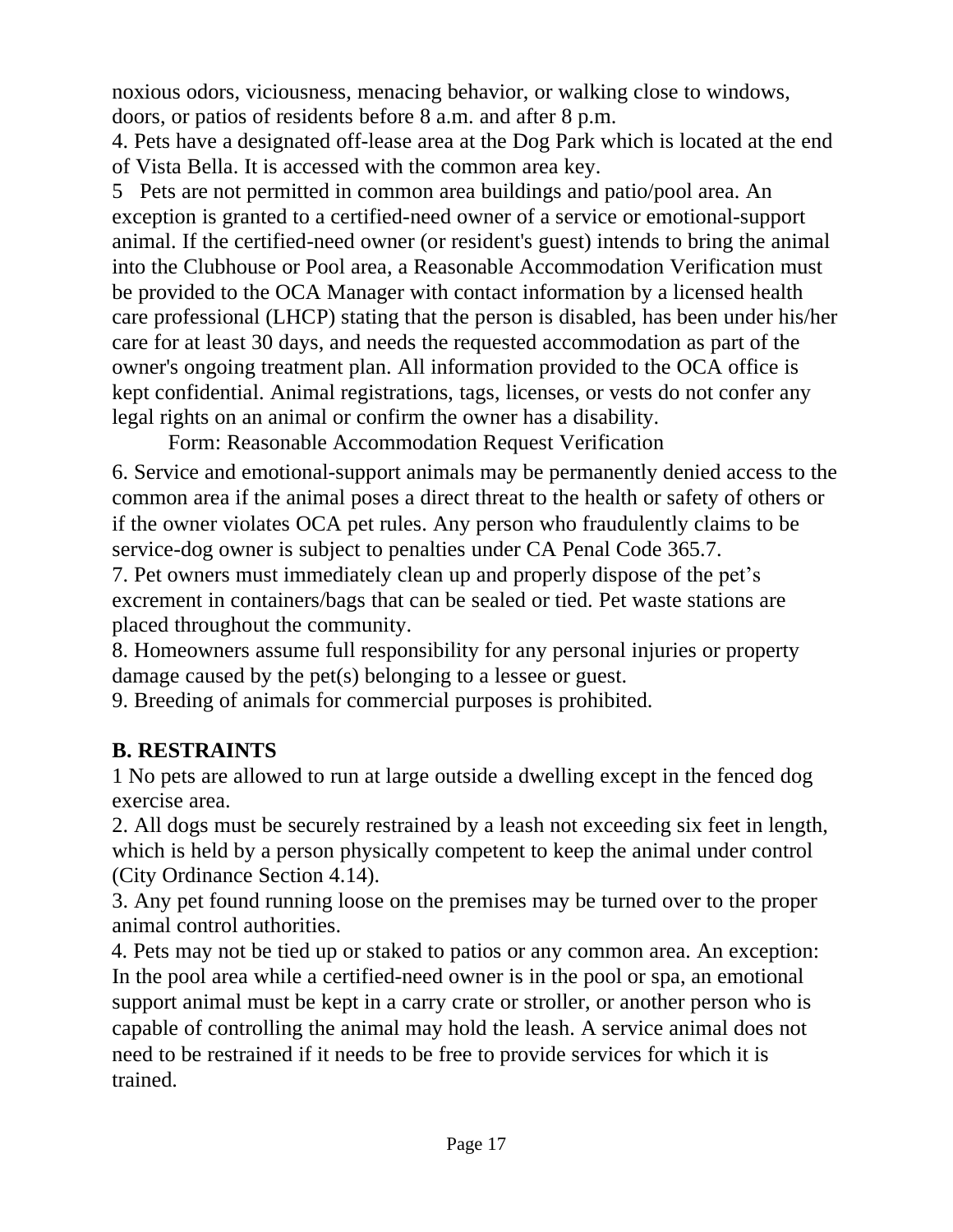noxious odors, viciousness, menacing behavior, or walking close to windows, doors, or patios of residents before 8 a.m. and after 8 p.m.

4. Pets have a designated off-lease area at the Dog Park which is located at the end of Vista Bella. It is accessed with the common area key.

5 Pets are not permitted in common area buildings and patio/pool area. An exception is granted to a certified-need owner of a service or emotional-support animal. If the certified-need owner (or resident's guest) intends to bring the animal into the Clubhouse or Pool area, a Reasonable Accommodation Verification must be provided to the OCA Manager with contact information by a licensed health care professional (LHCP) stating that the person is disabled, has been under his/her care for at least 30 days, and needs the requested accommodation as part of the owner's ongoing treatment plan. All information provided to the OCA office is kept confidential. Animal registrations, tags, licenses, or vests do not confer any legal rights on an animal or confirm the owner has a disability.

Form: Reasonable Accommodation Request Verification

6. Service and emotional-support animals may be permanently denied access to the common area if the animal poses a direct threat to the health or safety of others or if the owner violates OCA pet rules. Any person who fraudulently claims to be service-dog owner is subject to penalties under CA Penal Code 365.7.

7. Pet owners must immediately clean up and properly dispose of the pet's excrement in containers/bags that can be sealed or tied. Pet waste stations are placed throughout the community.

8. Homeowners assume full responsibility for any personal injuries or property damage caused by the pet(s) belonging to a lessee or guest.

9. Breeding of animals for commercial purposes is prohibited.

## B. RESTRAINTS

1 No pets are allowed to run at large outside a dwelling except in the fenced dog exercise area.

2. All dogs must be securely restrained by a leash not exceeding six feet in length, which is held by a person physically competent to keep the animal under control (City Ordinance Section 4.14).

3. Any pet found running loose on the premises may be turned over to the proper animal control authorities.

4. Pets may not be tied up or staked to patios or any common area. An exception: In the pool area while a certified-need owner is in the pool or spa, an emotional support animal must be kept in a carry crate or stroller, or another person who is capable of controlling the animal may hold the leash. A service animal does not need to be restrained if it needs to be free to provide services for which it is trained.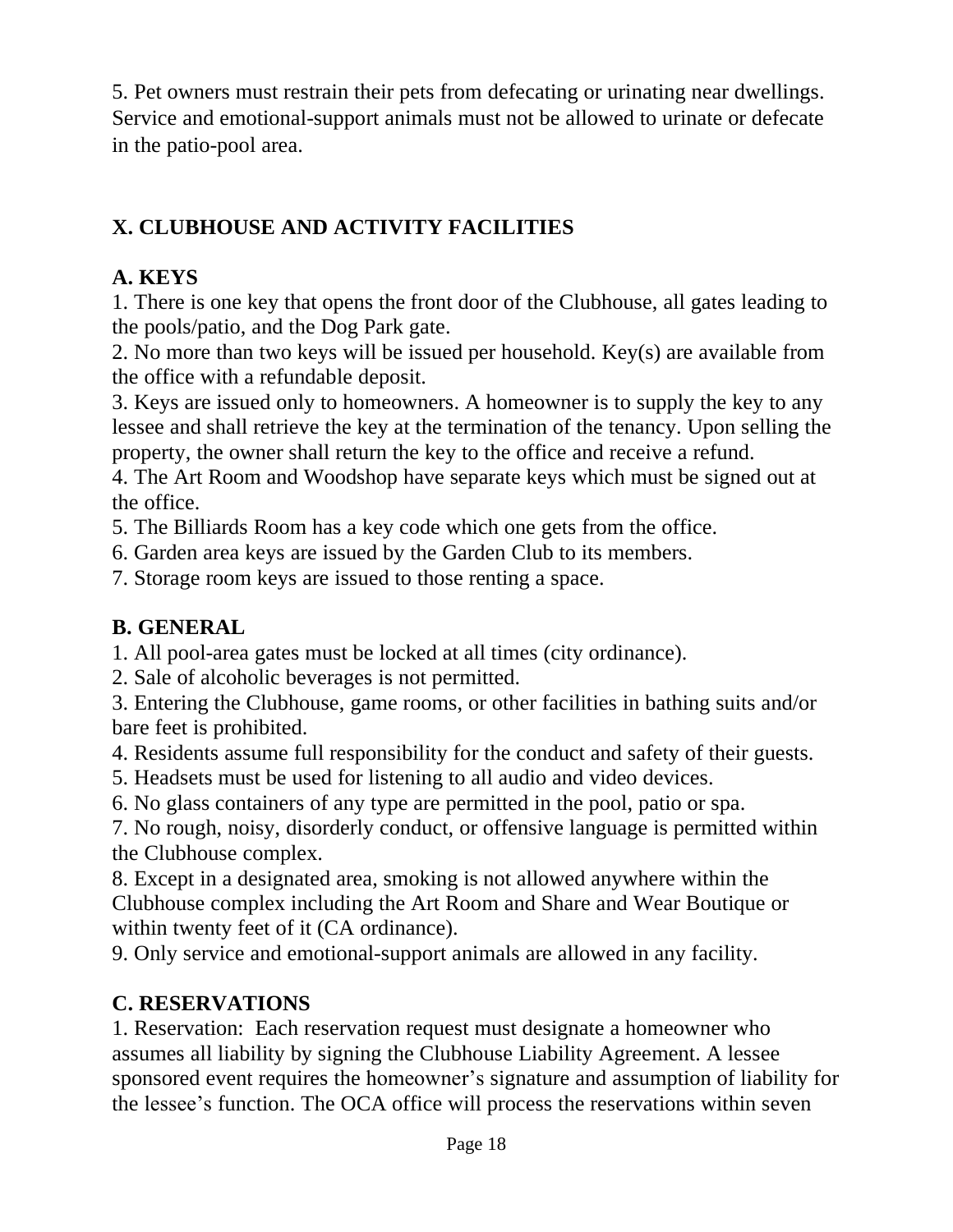5. Pet owners must restrain their pets from defecating or urinating near dwellings. Service and emotional-support animals must not be allowed to urinate or defecate in the patio-pool area.

## X. CLUBHOUSE AND ACTIVITY FACILITIES

### A. KEYS

1. There is one key that opens the front door of the Clubhouse, all gates leading to the pools/patio, and the Dog Park gate.
2. No more than two keys will be issued per household. Key(s) are available from the office with a refundable deposit.
3. Keys are issued only to homeowners. A homeowner is to supply the key to any lessee and shall retrieve the key at the termination of the tenancy. Upon selling the property, the owner shall return the key to the office and receive a refund.
4. The Art Room and Woodshop have separate keys which must be signed out at the office.
5. The Billiards Room has a key code which one gets from the office.
6. Garden area keys are issued by the Garden Club to its members.
7. Storage room keys are issued to those renting a space.

### B. GENERAL

1. All pool-area gates must be locked at all times (city ordinance).
2. Sale of alcoholic beverages is not permitted.
3. Entering the Clubhouse, game rooms, or other facilities in bathing suits and/or bare feet is prohibited.
4. Residents assume full responsibility for the conduct and safety of their guests.
5. Headsets must be used for listening to all audio and video devices.
6. No glass containers of any type are permitted in the pool, patio or spa.
7. No rough, noisy, disorderly conduct, or offensive language is permitted within the Clubhouse complex.
8. Except in a designated area, smoking is not allowed anywhere within the Clubhouse complex including the Art Room and Share and Wear Boutique or within twenty feet of it (CA ordinance).
9. Only service and emotional-support animals are allowed in any facility.

### C. RESERVATIONS

1. Reservation: Each reservation request must designate a homeowner who assumes all liability by signing the Clubhouse Liability Agreement. A lessee sponsored event requires the homeowner's signature and assumption of liability for the lessee's function. The OCA office will process the reservations within seven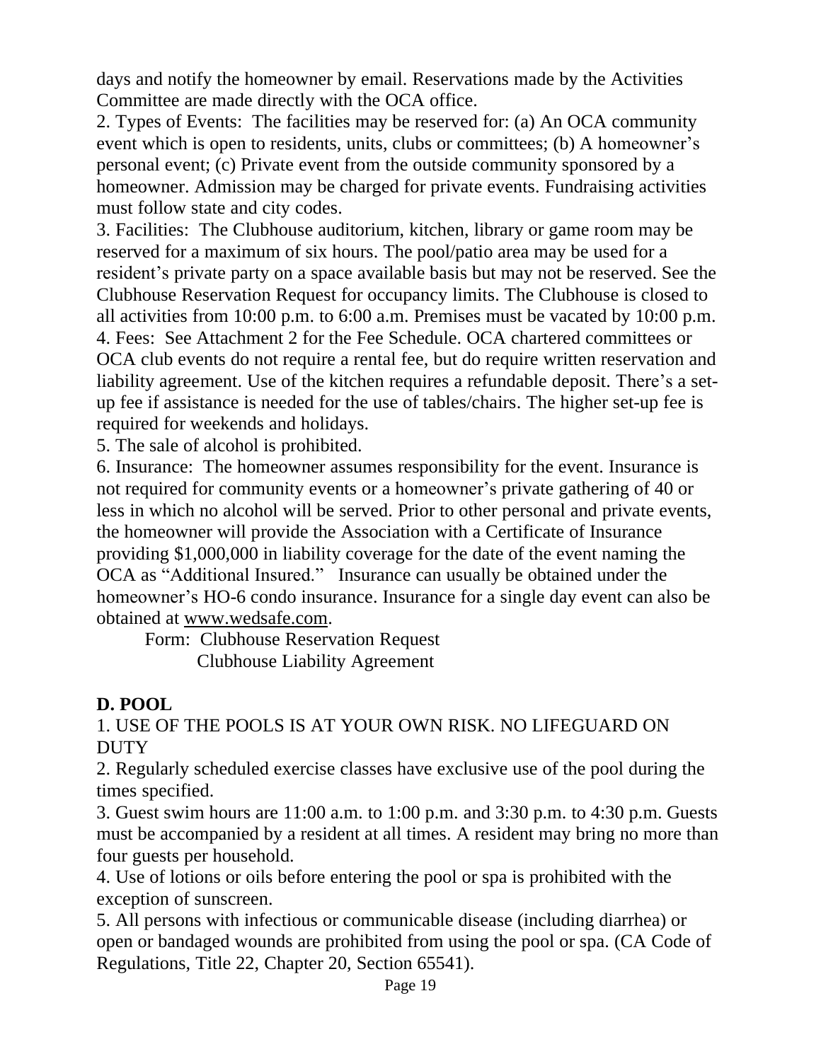days and notify the homeowner by email. Reservations made by the Activities Committee are made directly with the OCA office.

2. Types of Events: The facilities may be reserved for: (a) An OCA community event which is open to residents, units, clubs or committees; (b) A homeowner's personal event; (c) Private event from the outside community sponsored by a homeowner. Admission may be charged for private events. Fundraising activities must follow state and city codes.

3. Facilities: The Clubhouse auditorium, kitchen, library or game room may be reserved for a maximum of six hours. The pool/patio area may be used for a resident's private party on a space available basis but may not be reserved. See the Clubhouse Reservation Request for occupancy limits. The Clubhouse is closed to all activities from 10:00 p.m. to 6:00 a.m. Premises must be vacated by 10:00 p.m.

4. Fees: See Attachment 2 for the Fee Schedule. OCA chartered committees or OCA club events do not require a rental fee, but do require written reservation and liability agreement. Use of the kitchen requires a refundable deposit. There's a set-up fee if assistance is needed for the use of tables/chairs. The higher set-up fee is required for weekends and holidays.

5. The sale of alcohol is prohibited.

6. Insurance: The homeowner assumes responsibility for the event. Insurance is not required for community events or a homeowner's private gathering of 40 or less in which no alcohol will be served. Prior to other personal and private events, the homeowner will provide the Association with a Certificate of Insurance providing $1,000,000 in liability coverage for the date of the event naming the OCA as "Additional Insured." Insurance can usually be obtained under the homeowner's HO-6 condo insurance. Insurance for a single day event can also be obtained at www.wedsafe.com.

Form: Clubhouse Reservation Request
Clubhouse Liability Agreement

**D. POOL**

1. USE OF THE POOLS IS AT YOUR OWN RISK. NO LIFEGUARD ON DUTY

2. Regularly scheduled exercise classes have exclusive use of the pool during the times specified.

3. Guest swim hours are 11:00 a.m. to 1:00 p.m. and 3:30 p.m. to 4:30 p.m. Guests must be accompanied by a resident at all times. A resident may bring no more than four guests per household.

4. Use of lotions or oils before entering the pool or spa is prohibited with the exception of sunscreen.

5. All persons with infectious or communicable disease (including diarrhea) or open or bandaged wounds are prohibited from using the pool or spa. (CA Code of Regulations, Title 22, Chapter 20, Section 65541).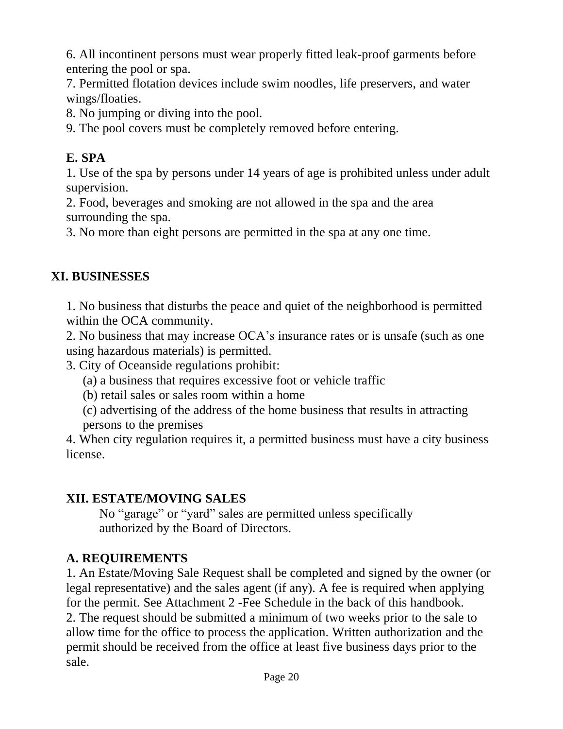6. All incontinent persons must wear properly fitted leak-proof garments before entering the pool or spa.
7. Permitted flotation devices include swim noodles, life preservers, and water wings/floaties.
8. No jumping or diving into the pool.
9. The pool covers must be completely removed before entering.

### E. SPA

1. Use of the spa by persons under 14 years of age is prohibited unless under adult supervision.
2. Food, beverages and smoking are not allowed in the spa and the area surrounding the spa.
3. No more than eight persons are permitted in the spa at any one time.

## XI. BUSINESSES

1. No business that disturbs the peace and quiet of the neighborhood is permitted within the OCA community.
2. No business that may increase OCA's insurance rates or is unsafe (such as one using hazardous materials) is permitted.
3. City of Oceanside regulations prohibit:
   (a) a business that requires excessive foot or vehicle traffic
   (b) retail sales or sales room within a home
   (c) advertising of the address of the home business that results in attracting persons to the premises
4. When city regulation requires it, a permitted business must have a city business license.

## XII. ESTATE/MOVING SALES

No "garage" or "yard" sales are permitted unless specifically authorized by the Board of Directors.

### A. REQUIREMENTS

1. An Estate/Moving Sale Request shall be completed and signed by the owner (or legal representative) and the sales agent (if any). A fee is required when applying for the permit. See Attachment 2 -Fee Schedule in the back of this handbook.
2. The request should be submitted a minimum of two weeks prior to the sale to allow time for the office to process the application. Written authorization and the permit should be received from the office at least five business days prior to the sale.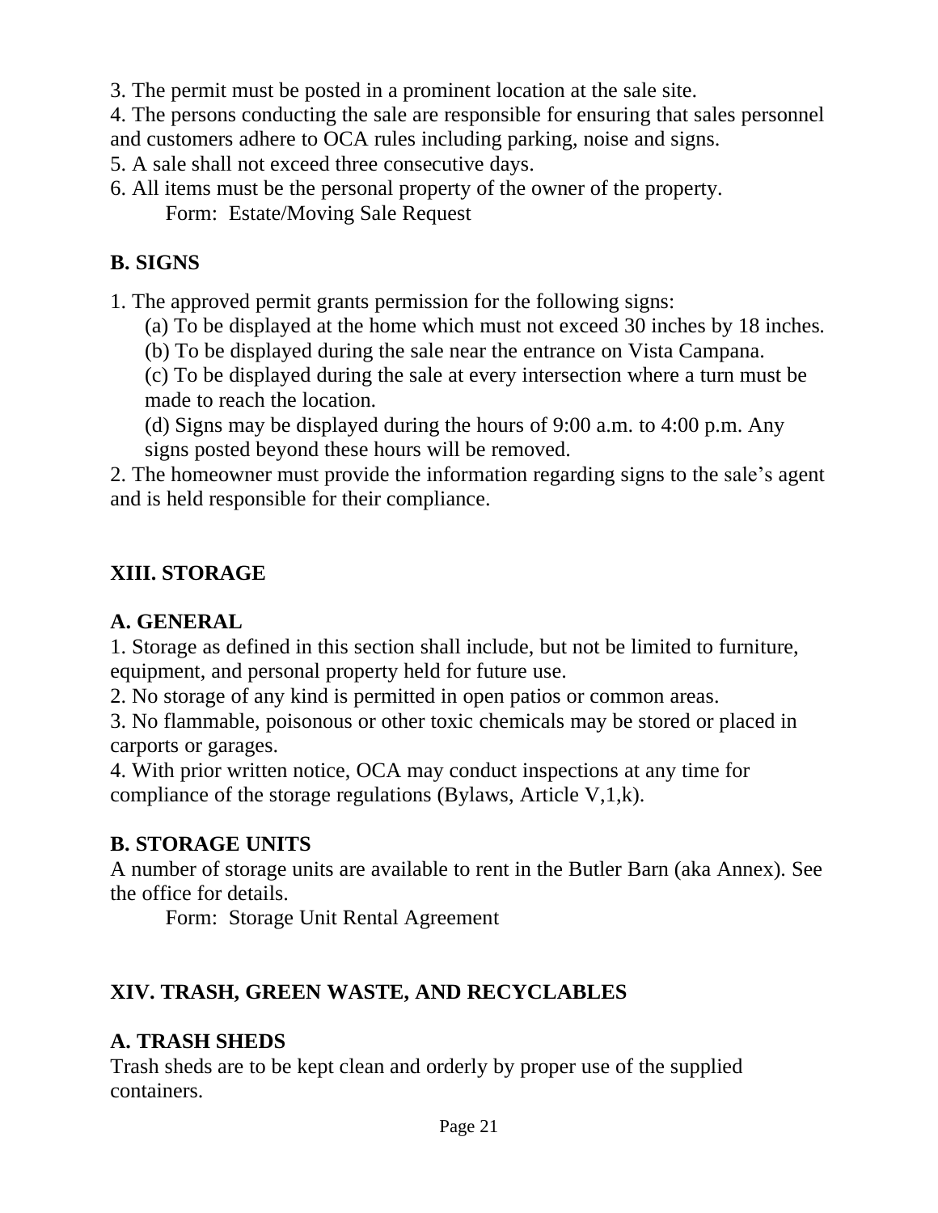3. The permit must be posted in a prominent location at the sale site.
4. The persons conducting the sale are responsible for ensuring that sales personnel and customers adhere to OCA rules including parking, noise and signs.
5. A sale shall not exceed three consecutive days.
6. All items must be the personal property of the owner of the property.
    Form: Estate/Moving Sale Request

**B. SIGNS**

1. The approved permit grants permission for the following signs:
    (a) To be displayed at the home which must not exceed 30 inches by 18 inches.
    (b) To be displayed during the sale near the entrance on Vista Campana.
    (c) To be displayed during the sale at every intersection where a turn must be made to reach the location.
    (d) Signs may be displayed during the hours of 9:00 a.m. to 4:00 p.m. Any signs posted beyond these hours will be removed.
2. The homeowner must provide the information regarding signs to the sale's agent and is held responsible for their compliance.

## XIII. STORAGE

**A. GENERAL**

1. Storage as defined in this section shall include, but not be limited to furniture, equipment, and personal property held for future use.
2. No storage of any kind is permitted in open patios or common areas.
3. No flammable, poisonous or other toxic chemicals may be stored or placed in carports or garages.
4. With prior written notice, OCA may conduct inspections at any time for compliance of the storage regulations (Bylaws, Article V,1,k).

**B. STORAGE UNITS**

A number of storage units are available to rent in the Butler Barn (aka Annex). See the office for details.
    Form: Storage Unit Rental Agreement

## XIV. TRASH, GREEN WASTE, AND RECYCLABLES

**A. TRASH SHEDS**

Trash sheds are to be kept clean and orderly by proper use of the supplied containers.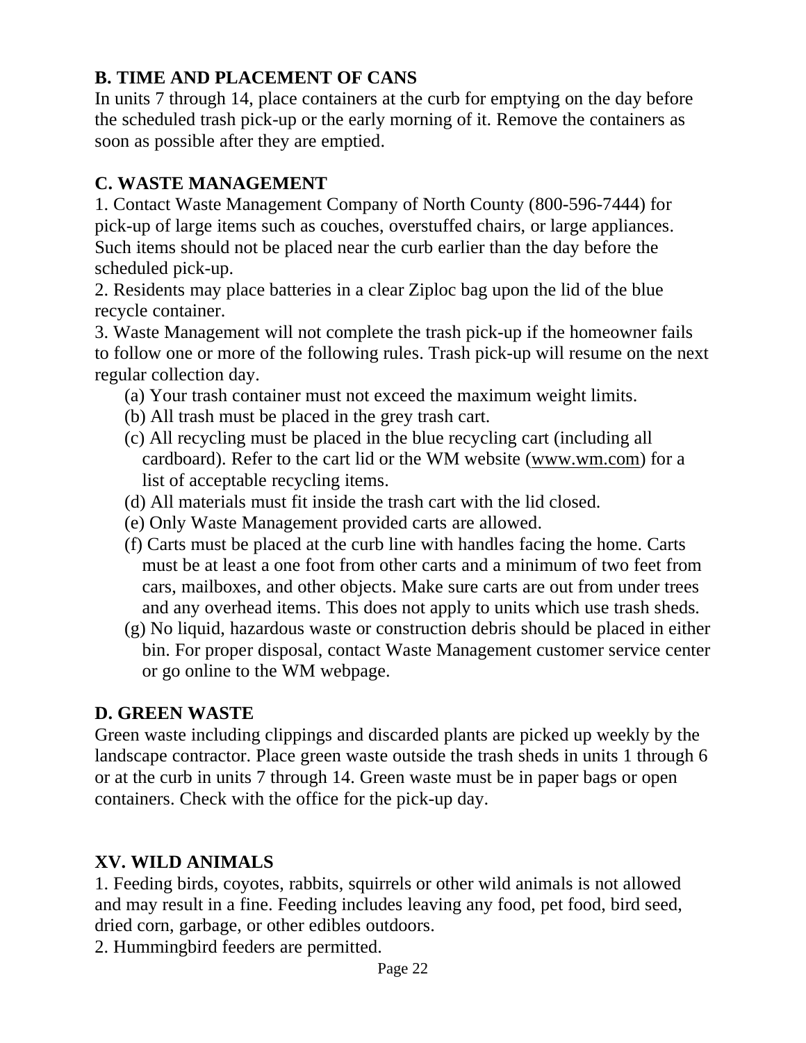### B. TIME AND PLACEMENT OF CANS

In units 7 through 14, place containers at the curb for emptying on the day before the scheduled trash pick-up or the early morning of it. Remove the containers as soon as possible after they are emptied.

### C. WASTE MANAGEMENT

1. Contact Waste Management Company of North County (800-596-7444) for pick-up of large items such as couches, overstuffed chairs, or large appliances. Such items should not be placed near the curb earlier than the day before the scheduled pick-up.
2. Residents may place batteries in a clear Ziploc bag upon the lid of the blue recycle container.
3. Waste Management will not complete the trash pick-up if the homeowner fails to follow one or more of the following rules. Trash pick-up will resume on the next regular collection day.
   - (a) Your trash container must not exceed the maximum weight limits.
   - (b) All trash must be placed in the grey trash cart.
   - (c) All recycling must be placed in the blue recycling cart (including all cardboard). Refer to the cart lid or the WM website (www.wm.com) for a list of acceptable recycling items.
   - (d) All materials must fit inside the trash cart with the lid closed.
   - (e) Only Waste Management provided carts are allowed.
   - (f) Carts must be placed at the curb line with handles facing the home. Carts must be at least a one foot from other carts and a minimum of two feet from cars, mailboxes, and other objects. Make sure carts are out from under trees and any overhead items. This does not apply to units which use trash sheds.
   - (g) No liquid, hazardous waste or construction debris should be placed in either bin. For proper disposal, contact Waste Management customer service center or go online to the WM webpage.

### D. GREEN WASTE

Green waste including clippings and discarded plants are picked up weekly by the landscape contractor. Place green waste outside the trash sheds in units 1 through 6 or at the curb in units 7 through 14. Green waste must be in paper bags or open containers. Check with the office for the pick-up day.

## XV. WILD ANIMALS

1. Feeding birds, coyotes, rabbits, squirrels or other wild animals is not allowed and may result in a fine. Feeding includes leaving any food, pet food, bird seed, dried corn, garbage, or other edibles outdoors.
2. Hummingbird feeders are permitted.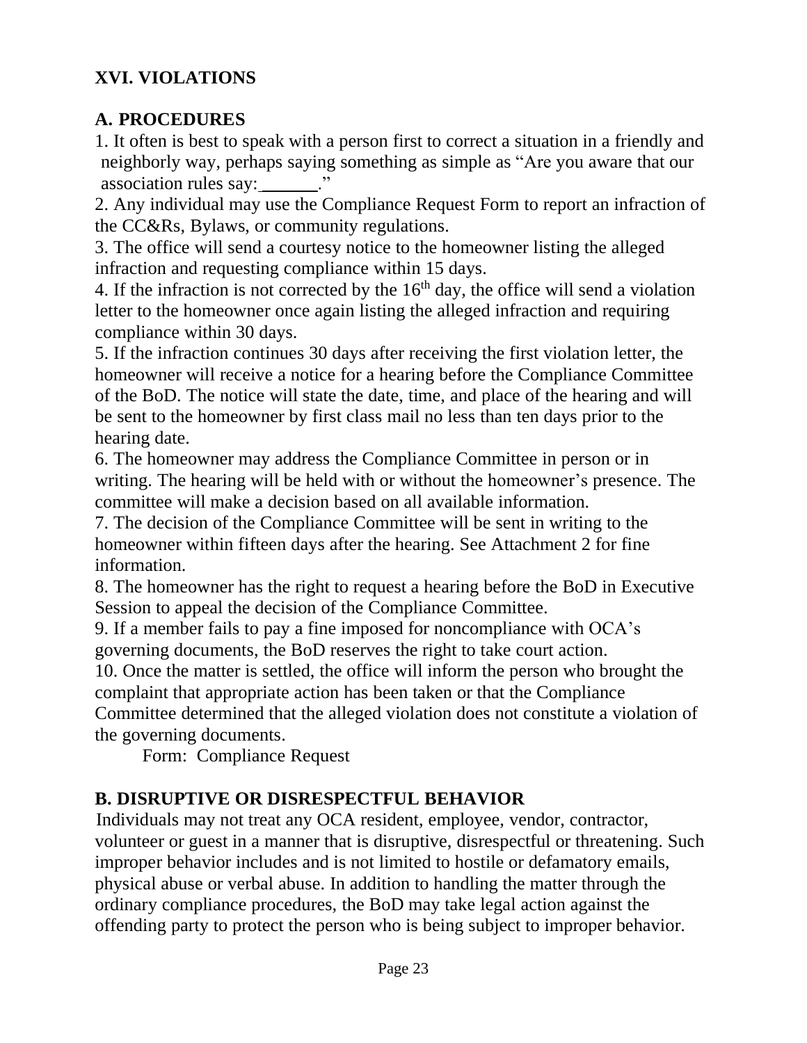## XVI. VIOLATIONS

### A. PROCEDURES

1. It often is best to speak with a person first to correct a situation in a friendly and neighborly way, perhaps saying something as simple as "Are you aware that our association rules say: ______."
2. Any individual may use the Compliance Request Form to report an infraction of the CC&Rs, Bylaws, or community regulations.
3. The office will send a courtesy notice to the homeowner listing the alleged infraction and requesting compliance within 15 days.
4. If the infraction is not corrected by the 16th day, the office will send a violation letter to the homeowner once again listing the alleged infraction and requiring compliance within 30 days.
5. If the infraction continues 30 days after receiving the first violation letter, the homeowner will receive a notice for a hearing before the Compliance Committee of the BoD. The notice will state the date, time, and place of the hearing and will be sent to the homeowner by first class mail no less than ten days prior to the hearing date.
6. The homeowner may address the Compliance Committee in person or in writing. The hearing will be held with or without the homeowner's presence. The committee will make a decision based on all available information.
7. The decision of the Compliance Committee will be sent in writing to the homeowner within fifteen days after the hearing. See Attachment 2 for fine information.
8. The homeowner has the right to request a hearing before the BoD in Executive Session to appeal the decision of the Compliance Committee.
9. If a member fails to pay a fine imposed for noncompliance with OCA's governing documents, the BoD reserves the right to take court action.
10. Once the matter is settled, the office will inform the person who brought the complaint that appropriate action has been taken or that the Compliance Committee determined that the alleged violation does not constitute a violation of the governing documents.

Form: Compliance Request

### B. DISRUPTIVE OR DISRESPECTFUL BEHAVIOR

Individuals may not treat any OCA resident, employee, vendor, contractor, volunteer or guest in a manner that is disruptive, disrespectful or threatening. Such improper behavior includes and is not limited to hostile or defamatory emails, physical abuse or verbal abuse. In addition to handling the matter through the ordinary compliance procedures, the BoD may take legal action against the offending party to protect the person who is being subject to improper behavior.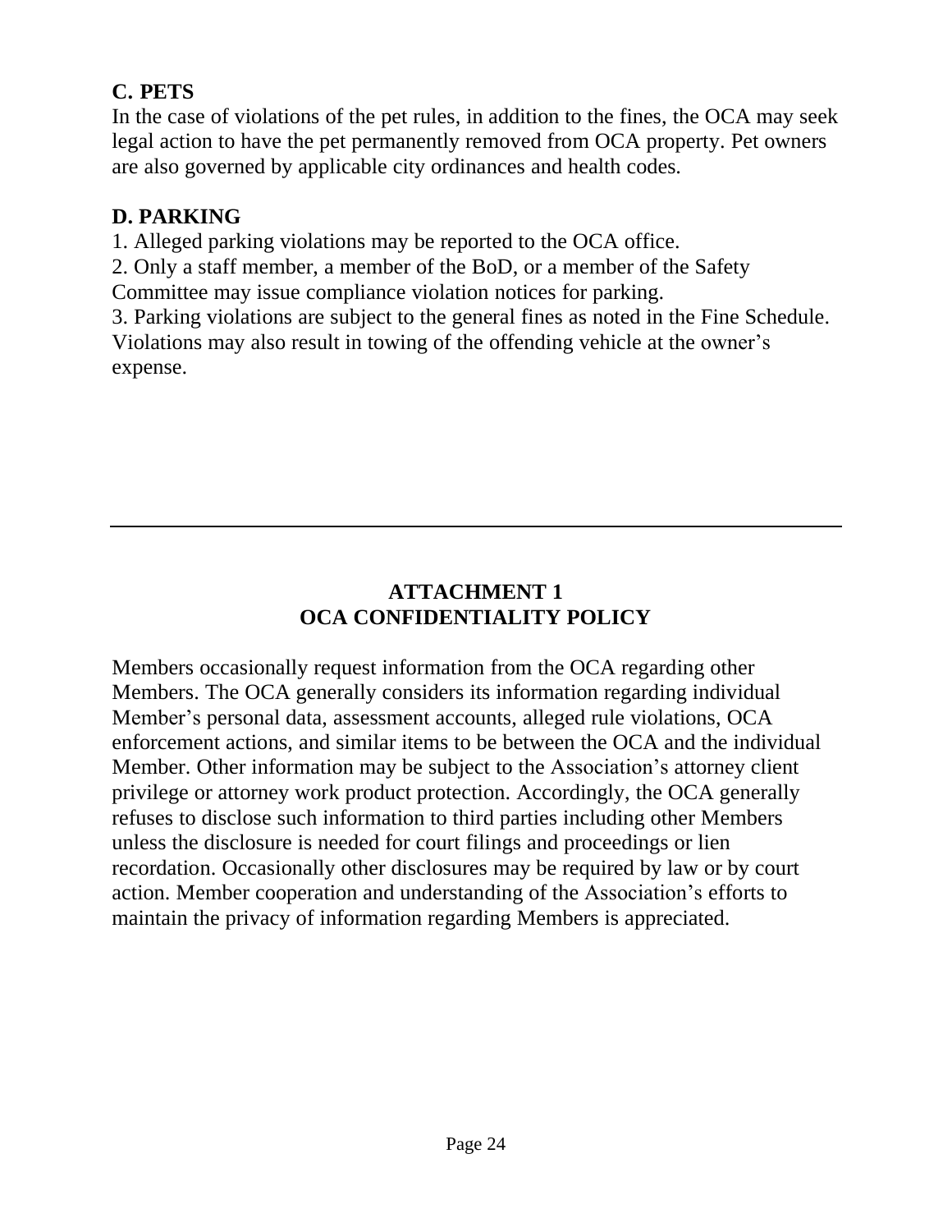### C. PETS

In the case of violations of the pet rules, in addition to the fines, the OCA may seek legal action to have the pet permanently removed from OCA property. Pet owners are also governed by applicable city ordinances and health codes.

### D. PARKING

1. Alleged parking violations may be reported to the OCA office.
2. Only a staff member, a member of the BoD, or a member of the Safety Committee may issue compliance violation notices for parking.
3. Parking violations are subject to the general fines as noted in the Fine Schedule. Violations may also result in towing of the offending vehicle at the owner's expense.

---

## ATTACHMENT 1
## OCA CONFIDENTIALITY POLICY

Members occasionally request information from the OCA regarding other Members. The OCA generally considers its information regarding individual Member's personal data, assessment accounts, alleged rule violations, OCA enforcement actions, and similar items to be between the OCA and the individual Member. Other information may be subject to the Association's attorney client privilege or attorney work product protection. Accordingly, the OCA generally refuses to disclose such information to third parties including other Members unless the disclosure is needed for court filings and proceedings or lien recordation. Occasionally other disclosures may be required by law or by court action. Member cooperation and understanding of the Association's efforts to maintain the privacy of information regarding Members is appreciated.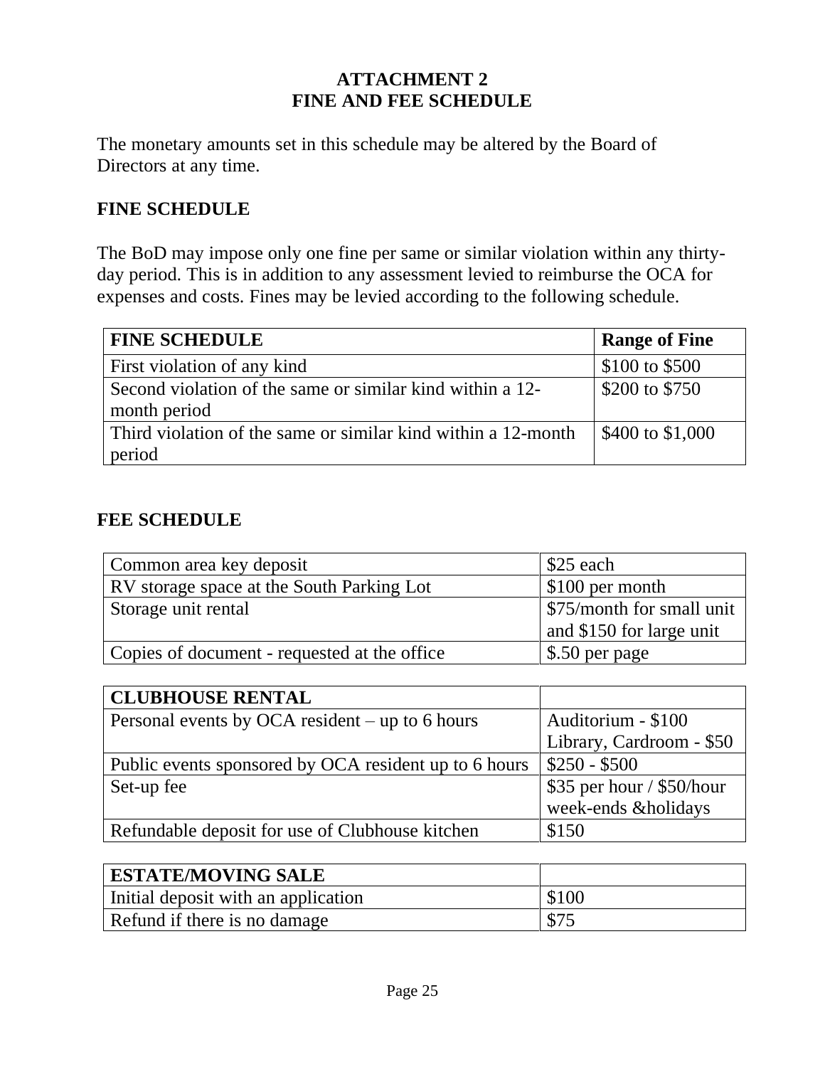# ATTACHMENT 2
# FINE AND FEE SCHEDULE

The monetary amounts set in this schedule may be altered by the Board of Directors at any time.

## FINE SCHEDULE

The BoD may impose only one fine per same or similar violation within any thirty-day period. This is in addition to any assessment levied to reimburse the OCA for expenses and costs. Fines may be levied according to the following schedule.

| **FINE SCHEDULE** | **Range of Fine** |
|---|---|
| First violation of any kind | \$100 to \$500 |
| Second violation of the same or similar kind within a 12-month period | \$200 to \$750 |
| Third violation of the same or similar kind within a 12-month period | \$400 to \$1,000 |

## FEE SCHEDULE

| | |
|---|---|
| Common area key deposit | \$25 each |
| RV storage space at the South Parking Lot | \$100 per month |
| Storage unit rental | \$75/month for small unit and \$150 for large unit |
| Copies of document - requested at the office | \$.50 per page |

| **CLUBHOUSE RENTAL** | |
|---|---|
| Personal events by OCA resident – up to 6 hours | Auditorium - \$100<br>Library, Cardroom - \$50 |
| Public events sponsored by OCA resident up to 6 hours | \$250 - \$500 |
| Set-up fee | \$35 per hour / \$50/hour week-ends &holidays |
| Refundable deposit for use of Clubhouse kitchen | \$150 |

| **ESTATE/MOVING SALE** | |
|---|---|
| Initial deposit with an application | \$100 |
| Refund if there is no damage | \$75 |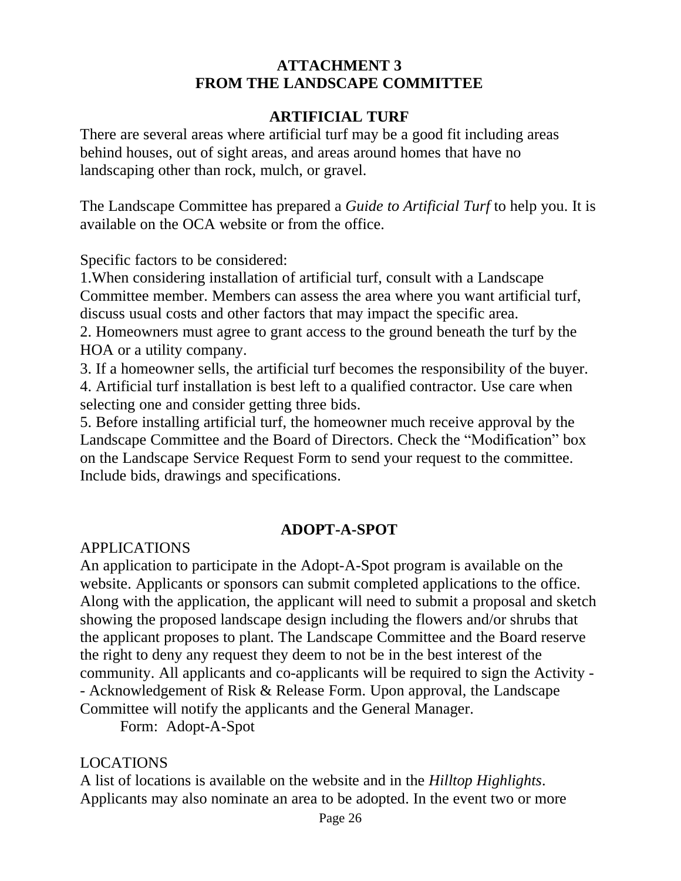# ATTACHMENT 3
# FROM THE LANDSCAPE COMMITTEE

## ARTIFICIAL TURF

There are several areas where artificial turf may be a good fit including areas behind houses, out of sight areas, and areas around homes that have no landscaping other than rock, mulch, or gravel.

The Landscape Committee has prepared a *Guide to Artificial Turf* to help you. It is available on the OCA website or from the office.

Specific factors to be considered:

1.When considering installation of artificial turf, consult with a Landscape Committee member. Members can assess the area where you want artificial turf, discuss usual costs and other factors that may impact the specific area.

2. Homeowners must agree to grant access to the ground beneath the turf by the HOA or a utility company.

3. If a homeowner sells, the artificial turf becomes the responsibility of the buyer.

4. Artificial turf installation is best left to a qualified contractor. Use care when selecting one and consider getting three bids.

5. Before installing artificial turf, the homeowner much receive approval by the Landscape Committee and the Board of Directors. Check the “Modification” box on the Landscape Service Request Form to send your request to the committee. Include bids, drawings and specifications.

## ADOPT-A-SPOT

APPLICATIONS

An application to participate in the Adopt-A-Spot program is available on the website. Applicants or sponsors can submit completed applications to the office. Along with the application, the applicant will need to submit a proposal and sketch showing the proposed landscape design including the flowers and/or shrubs that the applicant proposes to plant. The Landscape Committee and the Board reserve the right to deny any request they deem to not be in the best interest of the community. All applicants and co-applicants will be required to sign the Activity -- Acknowledgement of Risk & Release Form. Upon approval, the Landscape Committee will notify the applicants and the General Manager.

Form: Adopt-A-Spot

LOCATIONS

A list of locations is available on the website and in the *Hilltop Highlights*. Applicants may also nominate an area to be adopted. In the event two or more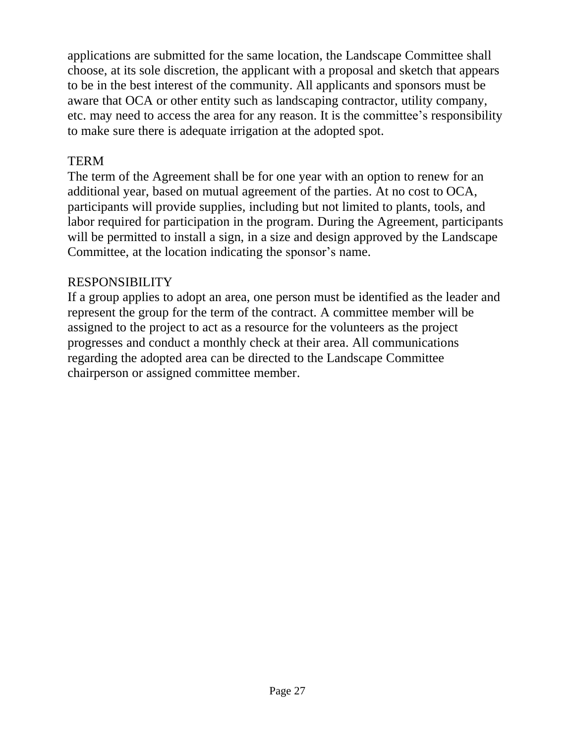applications are submitted for the same location, the Landscape Committee shall choose, at its sole discretion, the applicant with a proposal and sketch that appears to be in the best interest of the community. All applicants and sponsors must be aware that OCA or other entity such as landscaping contractor, utility company, etc. may need to access the area for any reason. It is the committee's responsibility to make sure there is adequate irrigation at the adopted spot.

TERM

The term of the Agreement shall be for one year with an option to renew for an additional year, based on mutual agreement of the parties. At no cost to OCA, participants will provide supplies, including but not limited to plants, tools, and labor required for participation in the program. During the Agreement, participants will be permitted to install a sign, in a size and design approved by the Landscape Committee, at the location indicating the sponsor's name.

RESPONSIBILITY

If a group applies to adopt an area, one person must be identified as the leader and represent the group for the term of the contract. A committee member will be assigned to the project to act as a resource for the volunteers as the project progresses and conduct a monthly check at their area. All communications regarding the adopted area can be directed to the Landscape Committee chairperson or assigned committee member.